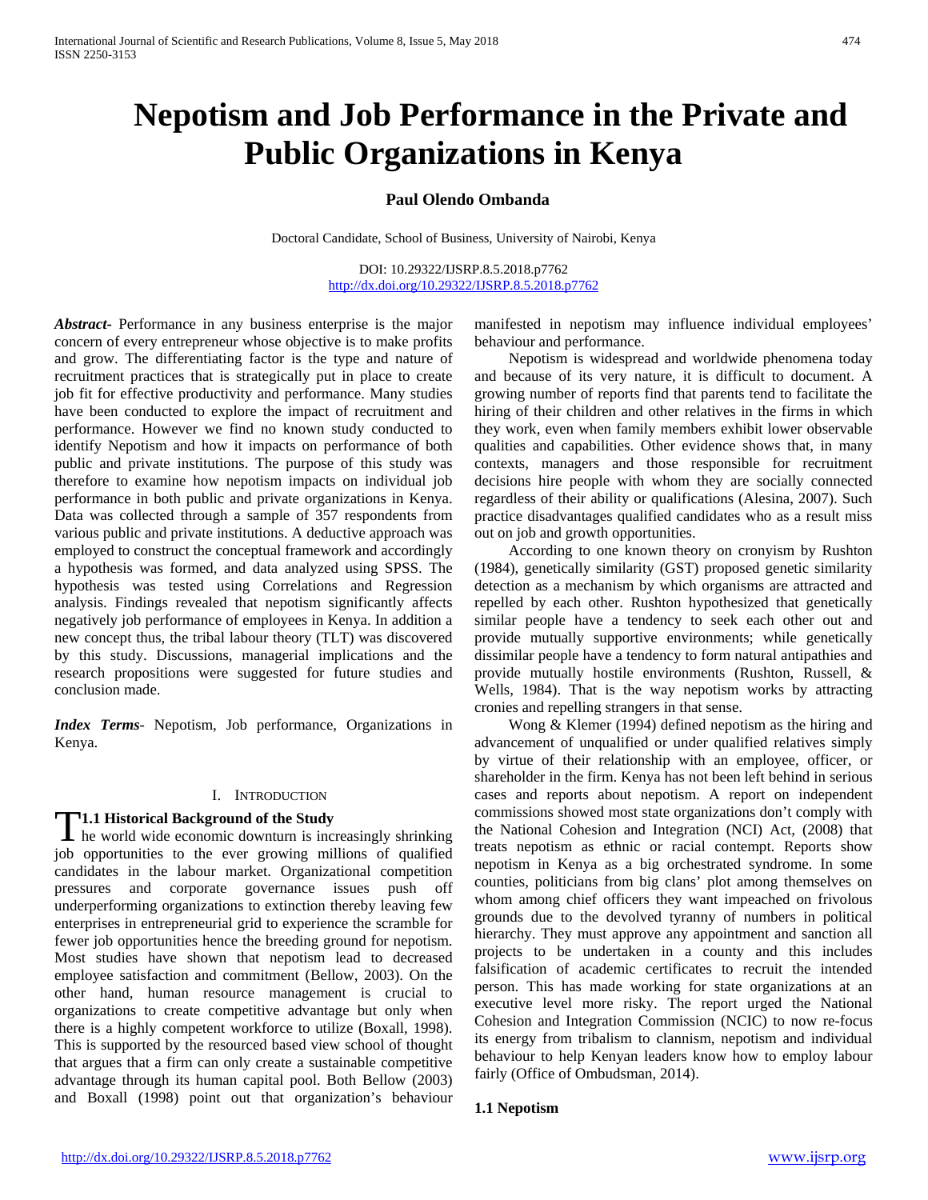# Nepotism and Job Performance in the Private and Public Organizations in Kenya

**Paul Olendo Ombanda**

Doctoral Candidate, School of Business, University of Nairobi, Kenya

DOI: 10.29322/IJSRP.8.5.2018.p7762
http://dx.doi.org/10.29322/IJSRP.8.5.2018.p7762

***Abstract***- Performance in any business enterprise is the major concern of every entrepreneur whose objective is to make profits and grow. The differentiating factor is the type and nature of recruitment practices that is strategically put in place to create job fit for effective productivity and performance. Many studies have been conducted to explore the impact of recruitment and performance. However we find no known study conducted to identify Nepotism and how it impacts on performance of both public and private institutions. The purpose of this study was therefore to examine how nepotism impacts on individual job performance in both public and private organizations in Kenya. Data was collected through a sample of 357 respondents from various public and private institutions. A deductive approach was employed to construct the conceptual framework and accordingly a hypothesis was formed, and data analyzed using SPSS. The hypothesis was tested using Correlations and Regression analysis. Findings revealed that nepotism significantly affects negatively job performance of employees in Kenya. In addition a new concept thus, the tribal labour theory (TLT) was discovered by this study. Discussions, managerial implications and the research propositions were suggested for future studies and conclusion made.

***Index Terms***- Nepotism, Job performance, Organizations in Kenya.

## I. Introduction

### 1.1 Historical Background of the Study

The world wide economic downturn is increasingly shrinking job opportunities to the ever growing millions of qualified candidates in the labour market. Organizational competition pressures and corporate governance issues push off underperforming organizations to extinction thereby leaving few enterprises in entrepreneurial grid to experience the scramble for fewer job opportunities hence the breeding ground for nepotism. Most studies have shown that nepotism lead to decreased employee satisfaction and commitment (Bellow, 2003). On the other hand, human resource management is crucial to organizations to create competitive advantage but only when there is a highly competent workforce to utilize (Boxall, 1998). This is supported by the resourced based view school of thought that argues that a firm can only create a sustainable competitive advantage through its human capital pool. Both Bellow (2003) and Boxall (1998) point out that organization's behaviour manifested in nepotism may influence individual employees' behaviour and performance.

Nepotism is widespread and worldwide phenomena today and because of its very nature, it is difficult to document. A growing number of reports find that parents tend to facilitate the hiring of their children and other relatives in the firms in which they work, even when family members exhibit lower observable qualities and capabilities. Other evidence shows that, in many contexts, managers and those responsible for recruitment decisions hire people with whom they are socially connected regardless of their ability or qualifications (Alesina, 2007). Such practice disadvantages qualified candidates who as a result miss out on job and growth opportunities.

According to one known theory on cronyism by Rushton (1984), genetically similarity (GST) proposed genetic similarity detection as a mechanism by which organisms are attracted and repelled by each other. Rushton hypothesized that genetically similar people have a tendency to seek each other out and provide mutually supportive environments; while genetically dissimilar people have a tendency to form natural antipathies and provide mutually hostile environments (Rushton, Russell, & Wells, 1984). That is the way nepotism works by attracting cronies and repelling strangers in that sense.

Wong & Klemer (1994) defined nepotism as the hiring and advancement of unqualified or under qualified relatives simply by virtue of their relationship with an employee, officer, or shareholder in the firm. Kenya has not been left behind in serious cases and reports about nepotism. A report on independent commissions showed most state organizations don't comply with the National Cohesion and Integration (NCI) Act, (2008) that treats nepotism as ethnic or racial contempt. Reports show nepotism in Kenya as a big orchestrated syndrome. In some counties, politicians from big clans' plot among themselves on whom among chief officers they want impeached on frivolous grounds due to the devolved tyranny of numbers in political hierarchy. They must approve any appointment and sanction all projects to be undertaken in a county and this includes falsification of academic certificates to recruit the intended person. This has made working for state organizations at an executive level more risky. The report urged the National Cohesion and Integration Commission (NCIC) to now re-focus its energy from tribalism to clannism, nepotism and individual behaviour to help Kenyan leaders know how to employ labour fairly (Office of Ombudsman, 2014).

### 1.1 Nepotism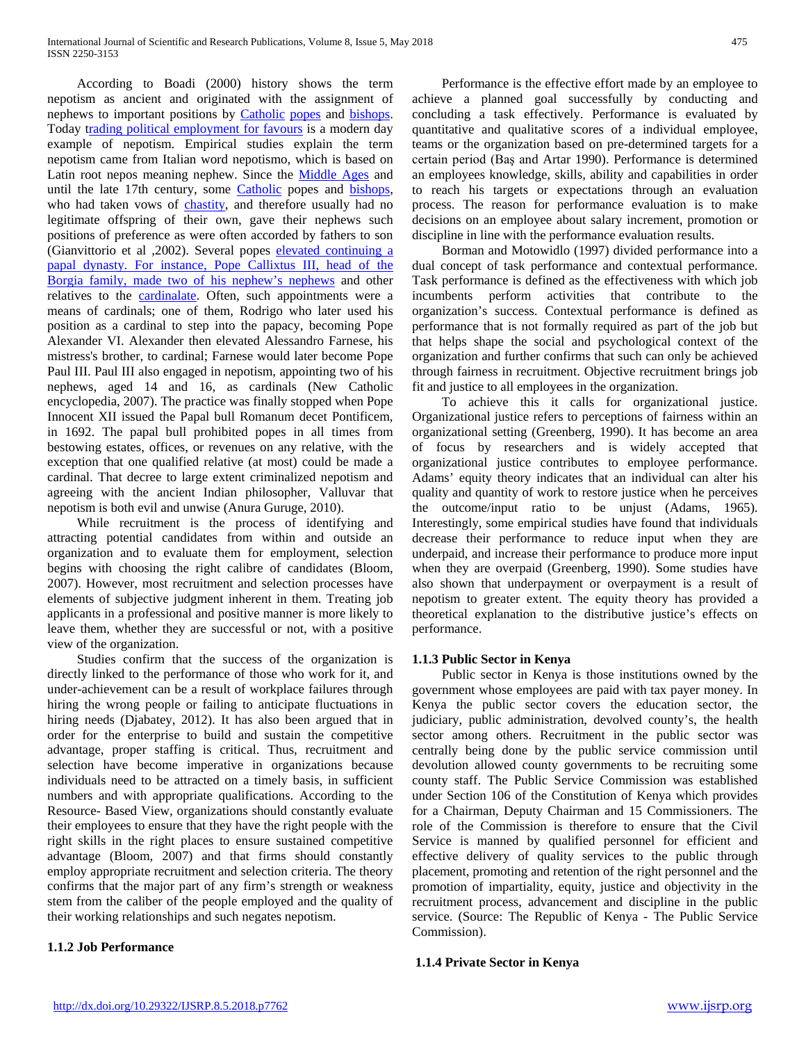According to Boadi (2000) history shows the term nepotism as ancient and originated with the assignment of nephews to important positions by Catholic popes and bishops. Today trading political employment for favours is a modern day example of nepotism. Empirical studies explain the term nepotism came from Italian word nepotismo, which is based on Latin root nepos meaning nephew. Since the Middle Ages and until the late 17th century, some Catholic popes and bishops, who had taken vows of chastity, and therefore usually had no legitimate offspring of their own, gave their nephews such positions of preference as were often accorded by fathers to son (Gianvittorio et al ,2002). Several popes elevated continuing a papal dynasty. For instance, Pope Callixtus III, head of the Borgia family, made two of his nephew's nephews and other relatives to the cardinalate. Often, such appointments were a means of cardinals; one of them, Rodrigo who later used his position as a cardinal to step into the papacy, becoming Pope Alexander VI. Alexander then elevated Alessandro Farnese, his mistress's brother, to cardinal; Farnese would later become Pope Paul III. Paul III also engaged in nepotism, appointing two of his nephews, aged 14 and 16, as cardinals (New Catholic encyclopedia, 2007). The practice was finally stopped when Pope Innocent XII issued the Papal bull Romanum decet Pontificem, in 1692. The papal bull prohibited popes in all times from bestowing estates, offices, or revenues on any relative, with the exception that one qualified relative (at most) could be made a cardinal. That decree to large extent criminalized nepotism and agreeing with the ancient Indian philosopher, Valluvar that nepotism is both evil and unwise (Anura Guruge, 2010).

While recruitment is the process of identifying and attracting potential candidates from within and outside an organization and to evaluate them for employment, selection begins with choosing the right calibre of candidates (Bloom, 2007). However, most recruitment and selection processes have elements of subjective judgment inherent in them. Treating job applicants in a professional and positive manner is more likely to leave them, whether they are successful or not, with a positive view of the organization.

Studies confirm that the success of the organization is directly linked to the performance of those who work for it, and under-achievement can be a result of workplace failures through hiring the wrong people or failing to anticipate fluctuations in hiring needs (Djabatey, 2012). It has also been argued that in order for the enterprise to build and sustain the competitive advantage, proper staffing is critical. Thus, recruitment and selection have become imperative in organizations because individuals need to be attracted on a timely basis, in sufficient numbers and with appropriate qualifications. According to the Resource- Based View, organizations should constantly evaluate their employees to ensure that they have the right people with the right skills in the right places to ensure sustained competitive advantage (Bloom, 2007) and that firms should constantly employ appropriate recruitment and selection criteria. The theory confirms that the major part of any firm's strength or weakness stem from the caliber of the people employed and the quality of their working relationships and such negates nepotism.

### 1.1.2 Job Performance

Performance is the effective effort made by an employee to achieve a planned goal successfully by conducting and concluding a task effectively. Performance is evaluated by quantitative and qualitative scores of a individual employee, teams or the organization based on pre-determined targets for a certain period (Baş and Artar 1990). Performance is determined an employees knowledge, skills, ability and capabilities in order to reach his targets or expectations through an evaluation process. The reason for performance evaluation is to make decisions on an employee about salary increment, promotion or discipline in line with the performance evaluation results.

Borman and Motowidlo (1997) divided performance into a dual concept of task performance and contextual performance. Task performance is defined as the effectiveness with which job incumbents perform activities that contribute to the organization's success. Contextual performance is defined as performance that is not formally required as part of the job but that helps shape the social and psychological context of the organization and further confirms that such can only be achieved through fairness in recruitment. Objective recruitment brings job fit and justice to all employees in the organization.

To achieve this it calls for organizational justice. Organizational justice refers to perceptions of fairness within an organizational setting (Greenberg, 1990). It has become an area of focus by researchers and is widely accepted that organizational justice contributes to employee performance. Adams' equity theory indicates that an individual can alter his quality and quantity of work to restore justice when he perceives the outcome/input ratio to be unjust (Adams, 1965). Interestingly, some empirical studies have found that individuals decrease their performance to reduce input when they are underpaid, and increase their performance to produce more input when they are overpaid (Greenberg, 1990). Some studies have also shown that underpayment or overpayment is a result of nepotism to greater extent. The equity theory has provided a theoretical explanation to the distributive justice's effects on performance.

### 1.1.3 Public Sector in Kenya

Public sector in Kenya is those institutions owned by the government whose employees are paid with tax payer money. In Kenya the public sector covers the education sector, the judiciary, public administration, devolved county's, the health sector among others. Recruitment in the public sector was centrally being done by the public service commission until devolution allowed county governments to be recruiting some county staff. The Public Service Commission was established under Section 106 of the Constitution of Kenya which provides for a Chairman, Deputy Chairman and 15 Commissioners. The role of the Commission is therefore to ensure that the Civil Service is manned by qualified personnel for efficient and effective delivery of quality services to the public through placement, promoting and retention of the right personnel and the promotion of impartiality, equity, justice and objectivity in the recruitment process, advancement and discipline in the public service. (Source: The Republic of Kenya - The Public Service Commission).

### 1.1.4 Private Sector in Kenya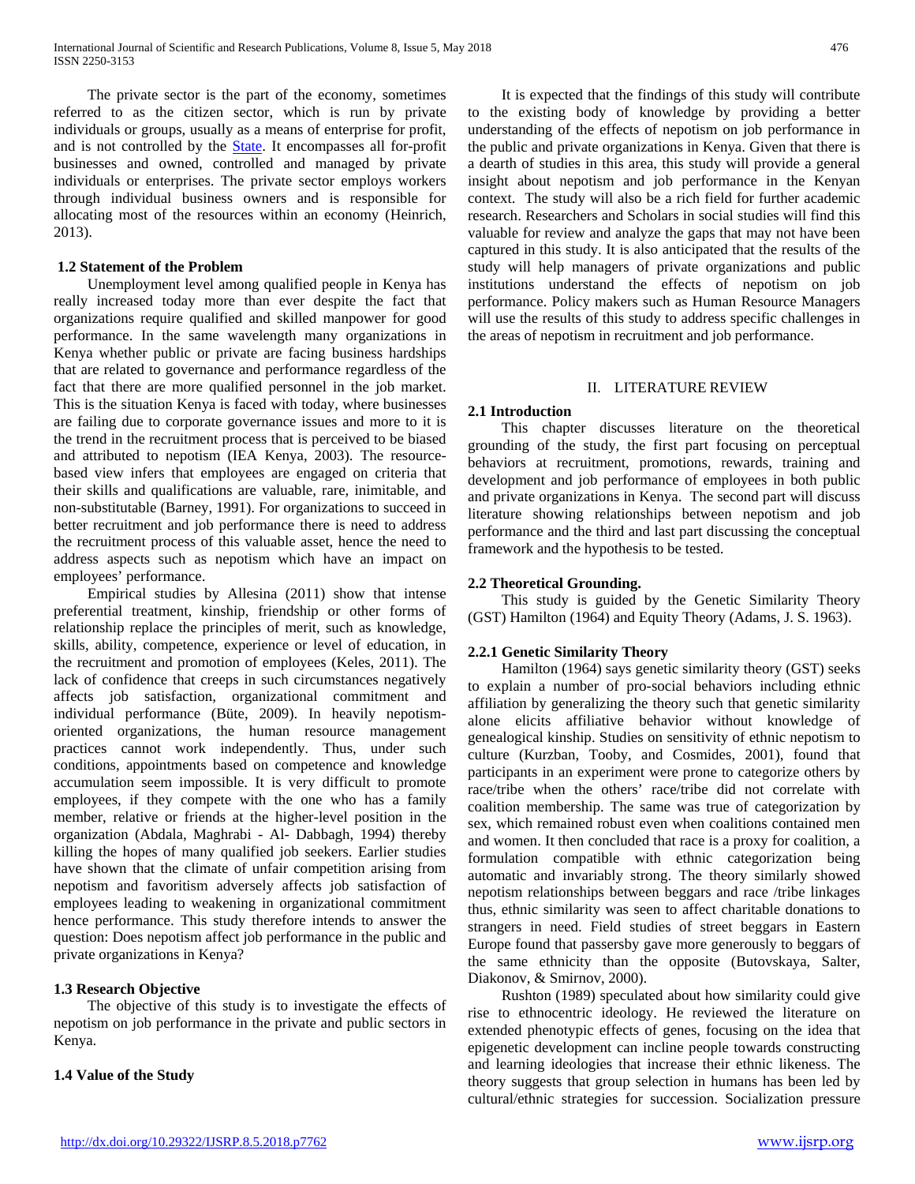The private sector is the part of the economy, sometimes referred to as the citizen sector, which is run by private individuals or groups, usually as a means of enterprise for profit, and is not controlled by the State. It encompasses all for-profit businesses and owned, controlled and managed by private individuals or enterprises. The private sector employs workers through individual business owners and is responsible for allocating most of the resources within an economy (Heinrich, 2013).

### 1.2 Statement of the Problem

Unemployment level among qualified people in Kenya has really increased today more than ever despite the fact that organizations require qualified and skilled manpower for good performance. In the same wavelength many organizations in Kenya whether public or private are facing business hardships that are related to governance and performance regardless of the fact that there are more qualified personnel in the job market. This is the situation Kenya is faced with today, where businesses are failing due to corporate governance issues and more to it is the trend in the recruitment process that is perceived to be biased and attributed to nepotism (IEA Kenya, 2003). The resource-based view infers that employees are engaged on criteria that their skills and qualifications are valuable, rare, inimitable, and non-substitutable (Barney, 1991). For organizations to succeed in better recruitment and job performance there is need to address the recruitment process of this valuable asset, hence the need to address aspects such as nepotism which have an impact on employees' performance.

Empirical studies by Allesina (2011) show that intense preferential treatment, kinship, friendship or other forms of relationship replace the principles of merit, such as knowledge, skills, ability, competence, experience or level of education, in the recruitment and promotion of employees (Keles, 2011). The lack of confidence that creeps in such circumstances negatively affects job satisfaction, organizational commitment and individual performance (Büte, 2009). In heavily nepotism-oriented organizations, the human resource management practices cannot work independently. Thus, under such conditions, appointments based on competence and knowledge accumulation seem impossible. It is very difficult to promote employees, if they compete with the one who has a family member, relative or friends at the higher-level position in the organization (Abdala, Maghrabi - Al- Dabbagh, 1994) thereby killing the hopes of many qualified job seekers. Earlier studies have shown that the climate of unfair competition arising from nepotism and favoritism adversely affects job satisfaction of employees leading to weakening in organizational commitment hence performance. This study therefore intends to answer the question: Does nepotism affect job performance in the public and private organizations in Kenya?

### 1.3 Research Objective

The objective of this study is to investigate the effects of nepotism on job performance in the private and public sectors in Kenya.

### 1.4 Value of the Study

It is expected that the findings of this study will contribute to the existing body of knowledge by providing a better understanding of the effects of nepotism on job performance in the public and private organizations in Kenya. Given that there is a dearth of studies in this area, this study will provide a general insight about nepotism and job performance in the Kenyan context. The study will also be a rich field for further academic research. Researchers and Scholars in social studies will find this valuable for review and analyze the gaps that may not have been captured in this study. It is also anticipated that the results of the study will help managers of private organizations and public institutions understand the effects of nepotism on job performance. Policy makers such as Human Resource Managers will use the results of this study to address specific challenges in the areas of nepotism in recruitment and job performance.

## II. LITERATURE REVIEW

### 2.1 Introduction

This chapter discusses literature on the theoretical grounding of the study, the first part focusing on perceptual behaviors at recruitment, promotions, rewards, training and development and job performance of employees in both public and private organizations in Kenya. The second part will discuss literature showing relationships between nepotism and job performance and the third and last part discussing the conceptual framework and the hypothesis to be tested.

### 2.2 Theoretical Grounding.

This study is guided by the Genetic Similarity Theory (GST) Hamilton (1964) and Equity Theory (Adams, J. S. 1963).

#### 2.2.1 Genetic Similarity Theory

Hamilton (1964) says genetic similarity theory (GST) seeks to explain a number of pro-social behaviors including ethnic affiliation by generalizing the theory such that genetic similarity alone elicits affiliative behavior without knowledge of genealogical kinship. Studies on sensitivity of ethnic nepotism to culture (Kurzban, Tooby, and Cosmides, 2001), found that participants in an experiment were prone to categorize others by race/tribe when the others' race/tribe did not correlate with coalition membership. The same was true of categorization by sex, which remained robust even when coalitions contained men and women. It then concluded that race is a proxy for coalition, a formulation compatible with ethnic categorization being automatic and invariably strong. The theory similarly showed nepotism relationships between beggars and race /tribe linkages thus, ethnic similarity was seen to affect charitable donations to strangers in need. Field studies of street beggars in Eastern Europe found that passersby gave more generously to beggars of the same ethnicity than the opposite (Butovskaya, Salter, Diakonov, & Smirnov, 2000).

Rushton (1989) speculated about how similarity could give rise to ethnocentric ideology. He reviewed the literature on extended phenotypic effects of genes, focusing on the idea that epigenetic development can incline people towards constructing and learning ideologies that increase their ethnic likeness. The theory suggests that group selection in humans has been led by cultural/ethnic strategies for succession. Socialization pressure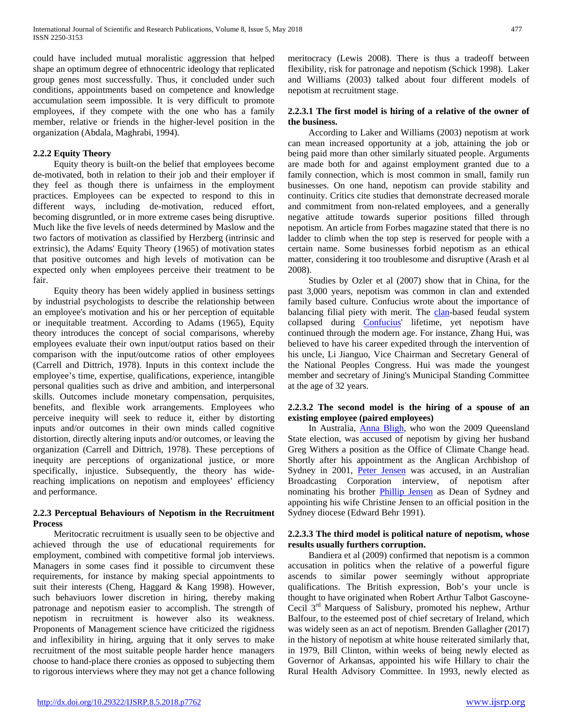could have included mutual moralistic aggression that helped shape an optimum degree of ethnocentric ideology that replicated group genes most successfully. Thus, it concluded under such conditions, appointments based on competence and knowledge accumulation seem impossible. It is very difficult to promote employees, if they compete with the one who has a family member, relative or friends in the higher-level position in the organization (Abdala, Maghrabi, 1994).

### 2.2.2 Equity Theory

Equity theory is built-on the belief that employees become de-motivated, both in relation to their job and their employer if they feel as though there is unfairness in the employment practices. Employees can be expected to respond to this in different ways, including de-motivation, reduced effort, becoming disgruntled, or in more extreme cases being disruptive. Much like the five levels of needs determined by Maslow and the two factors of motivation as classified by Herzberg (intrinsic and extrinsic), the Adams' Equity Theory (1965) of motivation states that positive outcomes and high levels of motivation can be expected only when employees perceive their treatment to be fair.

Equity theory has been widely applied in business settings by industrial psychologists to describe the relationship between an employee's motivation and his or her perception of equitable or inequitable treatment. According to Adams (1965), Equity theory introduces the concept of social comparisons, whereby employees evaluate their own input/output ratios based on their comparison with the input/outcome ratios of other employees (Carrell and Dittrich, 1978). Inputs in this context include the employee's time, expertise, qualifications, experience, intangible personal qualities such as drive and ambition, and interpersonal skills. Outcomes include monetary compensation, perquisites, benefits, and flexible work arrangements. Employees who perceive inequity will seek to reduce it, either by distorting inputs and/or outcomes in their own minds called cognitive distortion, directly altering inputs and/or outcomes, or leaving the organization (Carrell and Dittrich, 1978). These perceptions of inequity are perceptions of organizational justice, or more specifically, injustice. Subsequently, the theory has wide-reaching implications on nepotism and employees' efficiency and performance.

### 2.2.3 Perceptual Behaviours of Nepotism in the Recruitment Process

Meritocratic recruitment is usually seen to be objective and achieved through the use of educational requirements for employment, combined with competitive formal job interviews. Managers in some cases find it possible to circumvent these requirements, for instance by making special appointments to suit their interests (Cheng, Haggard & Kang 1998). However, such behaviuors lower discretion in hiring, thereby making patronage and nepotism easier to accomplish. The strength of nepotism in recruitment is however also its weakness. Proponents of Management science have criticized the rigidness and inflexibility in hiring, arguing that it only serves to make recruitment of the most suitable people harder hence managers choose to hand-place there cronies as opposed to subjecting them to rigorous interviews where they may not get a chance following meritocracy (Lewis 2008). There is thus a tradeoff between flexibility, risk for patronage and nepotism (Schick 1998). Laker and Williams (2003) talked about four different models of nepotism at recruitment stage.

#### 2.2.3.1 The first model is hiring of a relative of the owner of the business.

According to Laker and Williams (2003) nepotism at work can mean increased opportunity at a job, attaining the job or being paid more than other similarly situated people. Arguments are made both for and against employment granted due to a family connection, which is most common in small, family run businesses. On one hand, nepotism can provide stability and continuity. Critics cite studies that demonstrate decreased morale and commitment from non-related employees, and a generally negative attitude towards superior positions filled through nepotism. An article from Forbes magazine stated that there is no ladder to climb when the top step is reserved for people with a certain name. Some businesses forbid nepotism as an ethical matter, considering it too troublesome and disruptive (Arash et al 2008).

Studies by Ozler et al (2007) show that in China, for the past 3,000 years, nepotism was common in clan and extended family based culture. Confucius wrote about the importance of balancing filial piety with merit. The clan-based feudal system collapsed during Confucius' lifetime, yet nepotism have continued through the modern age. For instance, Zhang Hui, was believed to have his career expedited through the intervention of his uncle, Li Jianguo, Vice Chairman and Secretary General of the National Peoples Congress. Hui was made the youngest member and secretary of Jining's Municipal Standing Committee at the age of 32 years.

#### 2.2.3.2 The second model is the hiring of a spouse of an existing employee (paired employees)

In Australia, Anna Bligh, who won the 2009 Queensland State election, was accused of nepotism by giving her husband Greg Withers a position as the Office of Climate Change head. Shortly after his appointment as the Anglican Archbishop of Sydney in 2001, Peter Jensen was accused, in an Australian Broadcasting Corporation interview, of nepotism after nominating his brother Phillip Jensen as Dean of Sydney and appointing his wife Christine Jensen to an official position in the Sydney diocese (Edward Behr 1991).

#### 2.2.3.3 The third model is political nature of nepotism, whose results usually furthers corruption.

Bandiera et al (2009) confirmed that nepotism is a common accusation in politics when the relative of a powerful figure ascends to similar power seemingly without appropriate qualifications. The British expression, Bob's your uncle is thought to have originated when Robert Arthur Talbot Gascoyne-Cecil 3rd Marquess of Salisbury, promoted his nephew, Arthur Balfour, to the esteemed post of chief secretary of Ireland, which was widely seen as an act of nepotism. Brenden Gallagher (2017) in the history of nepotism at white house reiterated similarly that, in 1979, Bill Clinton, within weeks of being newly elected as Governor of Arkansas, appointed his wife Hillary to chair the Rural Health Advisory Committee. In 1993, newly elected as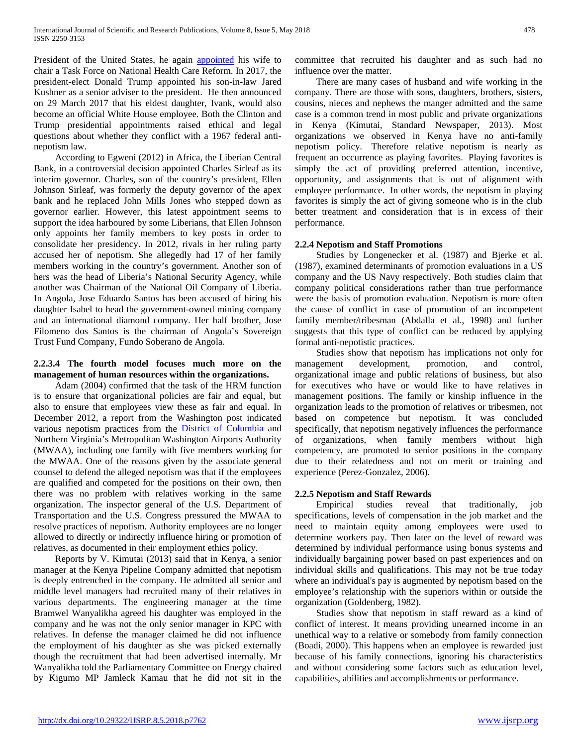President of the United States, he again appointed his wife to chair a Task Force on National Health Care Reform. In 2017, the president-elect Donald Trump appointed his son-in-law Jared Kushner as a senior adviser to the president. He then announced on 29 March 2017 that his eldest daughter, Ivank, would also become an official White House employee. Both the Clinton and Trump presidential appointments raised ethical and legal questions about whether they conflict with a 1967 federal anti-nepotism law.

According to Egweni (2012) in Africa, the Liberian Central Bank, in a controversial decision appointed Charles Sirleaf as its interim governor. Charles, son of the country's president, Ellen Johnson Sirleaf, was formerly the deputy governor of the apex bank and he replaced John Mills Jones who stepped down as governor earlier. However, this latest appointment seems to support the idea harboured by some Liberians, that Ellen Johnson only appoints her family members to key posts in order to consolidate her presidency. In 2012, rivals in her ruling party accused her of nepotism. She allegedly had 17 of her family members working in the country's government. Another son of hers was the head of Liberia's National Security Agency, while another was Chairman of the National Oil Company of Liberia. In Angola, Jose Eduardo Santos has been accused of hiring his daughter Isabel to head the government-owned mining company and an international diamond company. Her half brother, Jose Filomeno dos Santos is the chairman of Angola's Sovereign Trust Fund Company, Fundo Soberano de Angola.

#### 2.2.3.4 The fourth model focuses much more on the management of human resources within the organizations.

Adam (2004) confirmed that the task of the HRM function is to ensure that organizational policies are fair and equal, but also to ensure that employees view these as fair and equal. In December 2012, a report from the Washington post indicated various nepotism practices from the District of Columbia and Northern Virginia's Metropolitan Washington Airports Authority (MWAA), including one family with five members working for the MWAA. One of the reasons given by the associate general counsel to defend the alleged nepotism was that if the employees are qualified and competed for the positions on their own, then there was no problem with relatives working in the same organization. The inspector general of the U.S. Department of Transportation and the U.S. Congress pressured the MWAA to resolve practices of nepotism. Authority employees are no longer allowed to directly or indirectly influence hiring or promotion of relatives, as documented in their employment ethics policy.

Reports by V. Kimutai (2013) said that in Kenya, a senior manager at the Kenya Pipeline Company admitted that nepotism is deeply entrenched in the company. He admitted all senior and middle level managers had recruited many of their relatives in various departments. The engineering manager at the time Bramwel Wanyalikha agreed his daughter was employed in the company and he was not the only senior manager in KPC with relatives. In defense the manager claimed he did not influence the employment of his daughter as she was picked externally though the recruitment that had been advertised internally. Mr Wanyalikha told the Parliamentary Committee on Energy chaired by Kigumo MP Jamleck Kamau that he did not sit in the committee that recruited his daughter and as such had no influence over the matter.

There are many cases of husband and wife working in the company. There are those with sons, daughters, brothers, sisters, cousins, nieces and nephews the manger admitted and the same case is a common trend in most public and private organizations in Kenya (Kimutai, Standard Newspaper, 2013). Most organizations we observed in Kenya have no anti-family nepotism policy. Therefore relative nepotism is nearly as frequent an occurrence as playing favorites. Playing favorites is simply the act of providing preferred attention, incentive, opportunity, and assignments that is out of alignment with employee performance. In other words, the nepotism in playing favorites is simply the act of giving someone who is in the club better treatment and consideration that is in excess of their performance.

#### 2.2.4 Nepotism and Staff Promotions

Studies by Longenecker et al. (1987) and Bjerke et al. (1987), examined determinants of promotion evaluations in a US company and the US Navy respectively. Both studies claim that company political considerations rather than true performance were the basis of promotion evaluation. Nepotism is more often the cause of conflict in case of promotion of an incompetent family member/tribesman (Abdalla et al., 1998) and further suggests that this type of conflict can be reduced by applying formal anti-nepotistic practices.

Studies show that nepotism has implications not only for management development, promotion, and control, organizational image and public relations of business, but also for executives who have or would like to have relatives in management positions. The family or kinship influence in the organization leads to the promotion of relatives or tribesmen, not based on competence but nepotism. It was concluded specifically, that nepotism negatively influences the performance of organizations, when family members without high competency, are promoted to senior positions in the company due to their relatedness and not on merit or training and experience (Perez-Gonzalez, 2006).

#### 2.2.5 Nepotism and Staff Rewards

Empirical studies reveal that traditionally, job specifications, levels of compensation in the job market and the need to maintain equity among employees were used to determine workers pay. Then later on the level of reward was determined by individual performance using bonus systems and individually bargaining power based on past experiences and on individual skills and qualifications. This may not be true today where an individual's pay is augmented by nepotism based on the employee's relationship with the superiors within or outside the organization (Goldenberg, 1982).

Studies show that nepotism in staff reward as a kind of conflict of interest. It means providing unearned income in an unethical way to a relative or somebody from family connection (Boadi, 2000). This happens when an employee is rewarded just because of his family connections, ignoring his characteristics and without considering some factors such as education level, capabilities, abilities and accomplishments or performance.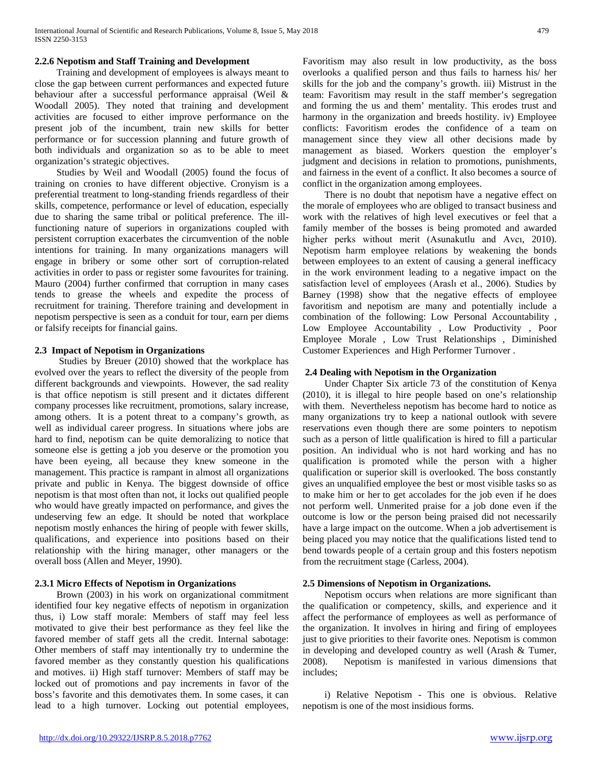### 2.2.6 Nepotism and Staff Training and Development

Training and development of employees is always meant to close the gap between current performances and expected future behaviour after a successful performance appraisal (Weil & Woodall 2005). They noted that training and development activities are focused to either improve performance on the present job of the incumbent, train new skills for better performance or for succession planning and future growth of both individuals and organization so as to be able to meet organization's strategic objectives.

Studies by Weil and Woodall (2005) found the focus of training on cronies to have different objective. Cronyism is a preferential treatment to long-standing friends regardless of their skills, competence, performance or level of education, especially due to sharing the same tribal or political preference. The ill-functioning nature of superiors in organizations coupled with persistent corruption exacerbates the circumvention of the noble intentions for training. In many organizations managers will engage in bribery or some other sort of corruption-related activities in order to pass or register some favourites for training. Mauro (2004) further confirmed that corruption in many cases tends to grease the wheels and expedite the process of recruitment for training. Therefore training and development in nepotism perspective is seen as a conduit for tour, earn per diems or falsify receipts for financial gains.

## 2.3 Impact of Nepotism in Organizations

Studies by Breuer (2010) showed that the workplace has evolved over the years to reflect the diversity of the people from different backgrounds and viewpoints. However, the sad reality is that office nepotism is still present and it dictates different company processes like recruitment, promotions, salary increase, among others. It is a potent threat to a company's growth, as well as individual career progress. In situations where jobs are hard to find, nepotism can be quite demoralizing to notice that someone else is getting a job you deserve or the promotion you have been eyeing, all because they knew someone in the management. This practice is rampant in almost all organizations private and public in Kenya. The biggest downside of office nepotism is that most often than not, it locks out qualified people who would have greatly impacted on performance, and gives the undeserving few an edge. It should be noted that workplace nepotism mostly enhances the hiring of people with fewer skills, qualifications, and experience into positions based on their relationship with the hiring manager, other managers or the overall boss (Allen and Meyer, 1990).

### 2.3.1 Micro Effects of Nepotism in Organizations

Brown (2003) in his work on organizational commitment identified four key negative effects of nepotism in organization thus, i) Low staff morale: Members of staff may feel less motivated to give their best performance as they feel like the favored member of staff gets all the credit. Internal sabotage: Other members of staff may intentionally try to undermine the favored member as they constantly question his qualifications and motives. ii) High staff turnover: Members of staff may be locked out of promotions and pay increments in favor of the boss's favorite and this demotivates them. In some cases, it can lead to a high turnover. Locking out potential employees, Favoritism may also result in low productivity, as the boss overlooks a qualified person and thus fails to harness his/ her skills for the job and the company's growth. iii) Mistrust in the team: Favoritism may result in the staff member's segregation and forming the us and them' mentality. This erodes trust and harmony in the organization and breeds hostility. iv) Employee conflicts: Favoritism erodes the confidence of a team on management since they view all other decisions made by management as biased. Workers question the employer's judgment and decisions in relation to promotions, punishments, and fairness in the event of a conflict. It also becomes a source of conflict in the organization among employees.

There is no doubt that nepotism have a negative effect on the morale of employees who are obliged to transact business and work with the relatives of high level executives or feel that a family member of the bosses is being promoted and awarded higher perks without merit (Asunakutlu and Avcı, 2010). Nepotism harm employee relations by weakening the bonds between employees to an extent of causing a general inefficacy in the work environment leading to a negative impact on the satisfaction level of employees (Araslı et al., 2006). Studies by Barney (1998) show that the negative effects of employee favoritism and nepotism are many and potentially include a combination of the following: Low Personal Accountability , Low Employee Accountability , Low Productivity , Poor Employee Morale , Low Trust Relationships , Diminished Customer Experiences and High Performer Turnover .

## 2.4 Dealing with Nepotism in the Organization

Under Chapter Six article 73 of the constitution of Kenya (2010), it is illegal to hire people based on one's relationship with them. Nevertheless nepotism has become hard to notice as many organizations try to keep a national outlook with severe reservations even though there are some pointers to nepotism such as a person of little qualification is hired to fill a particular position. An individual who is not hard working and has no qualification is promoted while the person with a higher qualification or superior skill is overlooked. The boss constantly gives an unqualified employee the best or most visible tasks so as to make him or her to get accolades for the job even if he does not perform well. Unmerited praise for a job done even if the outcome is low or the person being praised did not necessarily have a large impact on the outcome. When a job advertisement is being placed you may notice that the qualifications listed tend to bend towards people of a certain group and this fosters nepotism from the recruitment stage (Carless, 2004).

## 2.5 Dimensions of Nepotism in Organizations.

Nepotism occurs when relations are more significant than the qualification or competency, skills, and experience and it affect the performance of employees as well as performance of the organization. It involves in hiring and firing of employees just to give priorities to their favorite ones. Nepotism is common in developing and developed country as well (Arash & Tumer, 2008). Nepotism is manifested in various dimensions that includes;

i) Relative Nepotism - This one is obvious. Relative nepotism is one of the most insidious forms.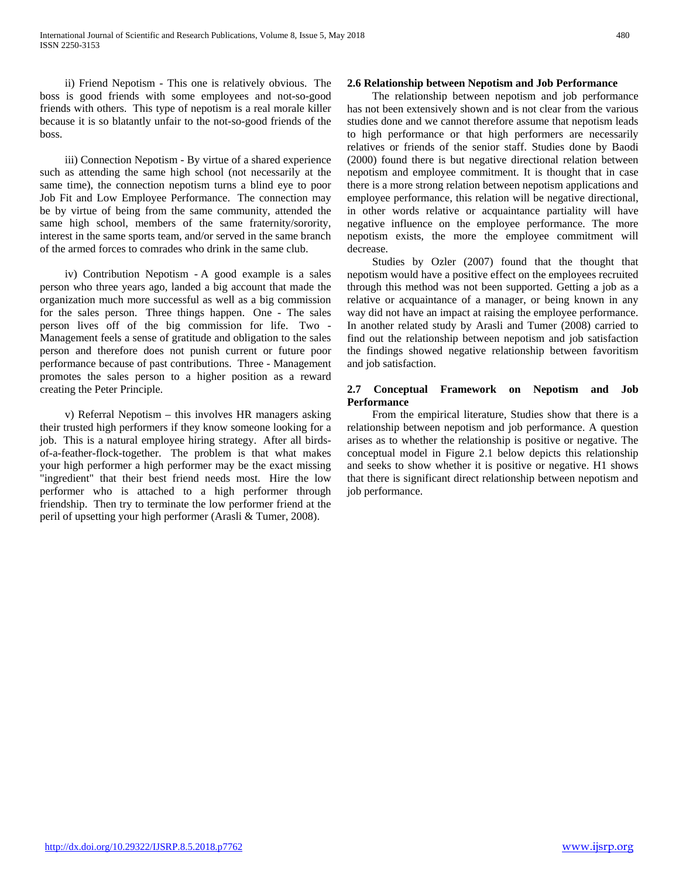ii) Friend Nepotism - This one is relatively obvious. The boss is good friends with some employees and not-so-good friends with others. This type of nepotism is a real morale killer because it is so blatantly unfair to the not-so-good friends of the boss.

iii) Connection Nepotism - By virtue of a shared experience such as attending the same high school (not necessarily at the same time), the connection nepotism turns a blind eye to poor Job Fit and Low Employee Performance. The connection may be by virtue of being from the same community, attended the same high school, members of the same fraternity/sorority, interest in the same sports team, and/or served in the same branch of the armed forces to comrades who drink in the same club.

iv) Contribution Nepotism - A good example is a sales person who three years ago, landed a big account that made the organization much more successful as well as a big commission for the sales person. Three things happen. One - The sales person lives off of the big commission for life. Two - Management feels a sense of gratitude and obligation to the sales person and therefore does not punish current or future poor performance because of past contributions. Three - Management promotes the sales person to a higher position as a reward creating the Peter Principle.

v) Referral Nepotism – this involves HR managers asking their trusted high performers if they know someone looking for a job. This is a natural employee hiring strategy. After all birds-of-a-feather-flock-together. The problem is that what makes your high performer a high performer may be the exact missing "ingredient" that their best friend needs most. Hire the low performer who is attached to a high performer through friendship. Then try to terminate the low performer friend at the peril of upsetting your high performer (Arasli & Tumer, 2008).

### 2.6 Relationship between Nepotism and Job Performance

The relationship between nepotism and job performance has not been extensively shown and is not clear from the various studies done and we cannot therefore assume that nepotism leads to high performance or that high performers are necessarily relatives or friends of the senior staff. Studies done by Baodi (2000) found there is but negative directional relation between nepotism and employee commitment. It is thought that in case there is a more strong relation between nepotism applications and employee performance, this relation will be negative directional, in other words relative or acquaintance partiality will have negative influence on the employee performance. The more nepotism exists, the more the employee commitment will decrease.

Studies by Ozler (2007) found that the thought that nepotism would have a positive effect on the employees recruited through this method was not been supported. Getting a job as a relative or acquaintance of a manager, or being known in any way did not have an impact at raising the employee performance. In another related study by Arasli and Tumer (2008) carried to find out the relationship between nepotism and job satisfaction the findings showed negative relationship between favoritism and job satisfaction.

### 2.7 Conceptual Framework on Nepotism and Job Performance

From the empirical literature, Studies show that there is a relationship between nepotism and job performance. A question arises as to whether the relationship is positive or negative. The conceptual model in Figure 2.1 below depicts this relationship and seeks to show whether it is positive or negative. H1 shows that there is significant direct relationship between nepotism and job performance.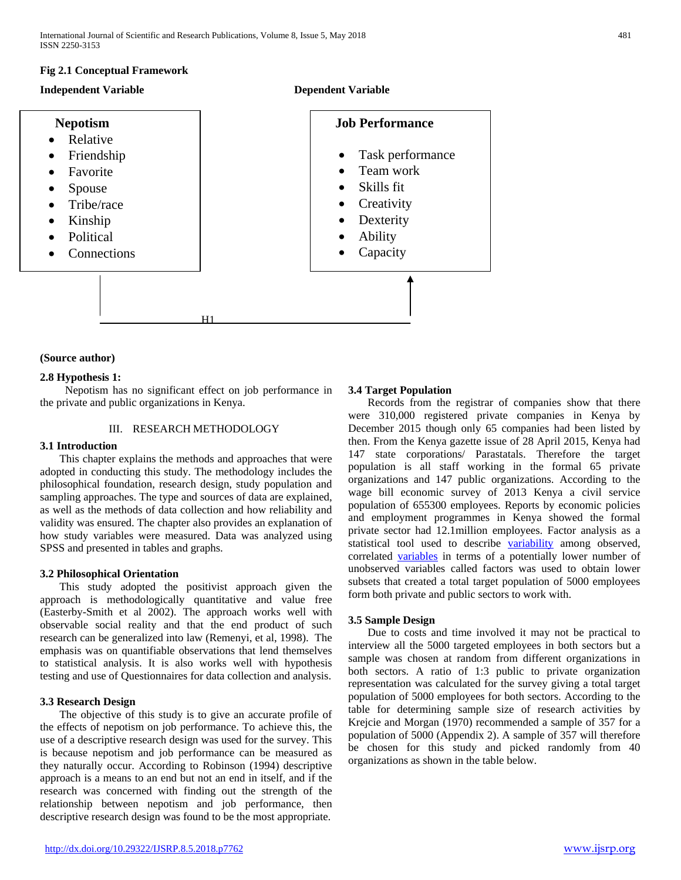**Fig 2.1 Conceptual Framework**

**Independent Variable** | **Dependent Variable**

| **Nepotism** | **Job Performance** |
|---|---|
| • Relative | • Task performance |
| • Friendship | • Team work |
| • Favorite | • Skills fit |
| • Spouse | • Creativity |
| • Tribe/race | • Dexterity |
| • Kinship | • Ability |
| • Political | • Capacity |
| • Connections | |

H1

**(Source author)**

**2.8 Hypothesis 1:**

Nepotism has no significant effect on job performance in the private and public organizations in Kenya.

## III. RESEARCH METHODOLOGY

### 3.1 Introduction

This chapter explains the methods and approaches that were adopted in conducting this study. The methodology includes the philosophical foundation, research design, study population and sampling approaches. The type and sources of data are explained, as well as the methods of data collection and how reliability and validity was ensured. The chapter also provides an explanation of how study variables were measured. Data was analyzed using SPSS and presented in tables and graphs.

### 3.2 Philosophical Orientation

This study adopted the positivist approach given the approach is methodologically quantitative and value free (Easterby-Smith et al 2002). The approach works well with observable social reality and that the end product of such research can be generalized into law (Remenyi, et al, 1998). The emphasis was on quantifiable observations that lend themselves to statistical analysis. It is also works well with hypothesis testing and use of Questionnaires for data collection and analysis.

### 3.3 Research Design

The objective of this study is to give an accurate profile of the effects of nepotism on job performance. To achieve this, the use of a descriptive research design was used for the survey. This is because nepotism and job performance can be measured as they naturally occur. According to Robinson (1994) descriptive approach is a means to an end but not an end in itself, and if the research was concerned with finding out the strength of the relationship between nepotism and job performance, then descriptive research design was found to be the most appropriate.

### 3.4 Target Population

Records from the registrar of companies show that there were 310,000 registered private companies in Kenya by December 2015 though only 65 companies had been listed by then. From the Kenya gazette issue of 28 April 2015, Kenya had 147 state corporations/ Parastatals. Therefore the target population is all staff working in the formal 65 private organizations and 147 public organizations. According to the wage bill economic survey of 2013 Kenya a civil service population of 655300 employees. Reports by economic policies and employment programmes in Kenya showed the formal private sector had 12.1million employees. Factor analysis as a statistical tool used to describe variability among observed, correlated variables in terms of a potentially lower number of unobserved variables called factors was used to obtain lower subsets that created a total target population of 5000 employees form both private and public sectors to work with.

### 3.5 Sample Design

Due to costs and time involved it may not be practical to interview all the 5000 targeted employees in both sectors but a sample was chosen at random from different organizations in both sectors. A ratio of 1:3 public to private organization representation was calculated for the survey giving a total target population of 5000 employees for both sectors. According to the table for determining sample size of research activities by Krejcie and Morgan (1970) recommended a sample of 357 for a population of 5000 (Appendix 2). A sample of 357 will therefore be chosen for this study and picked randomly from 40 organizations as shown in the table below.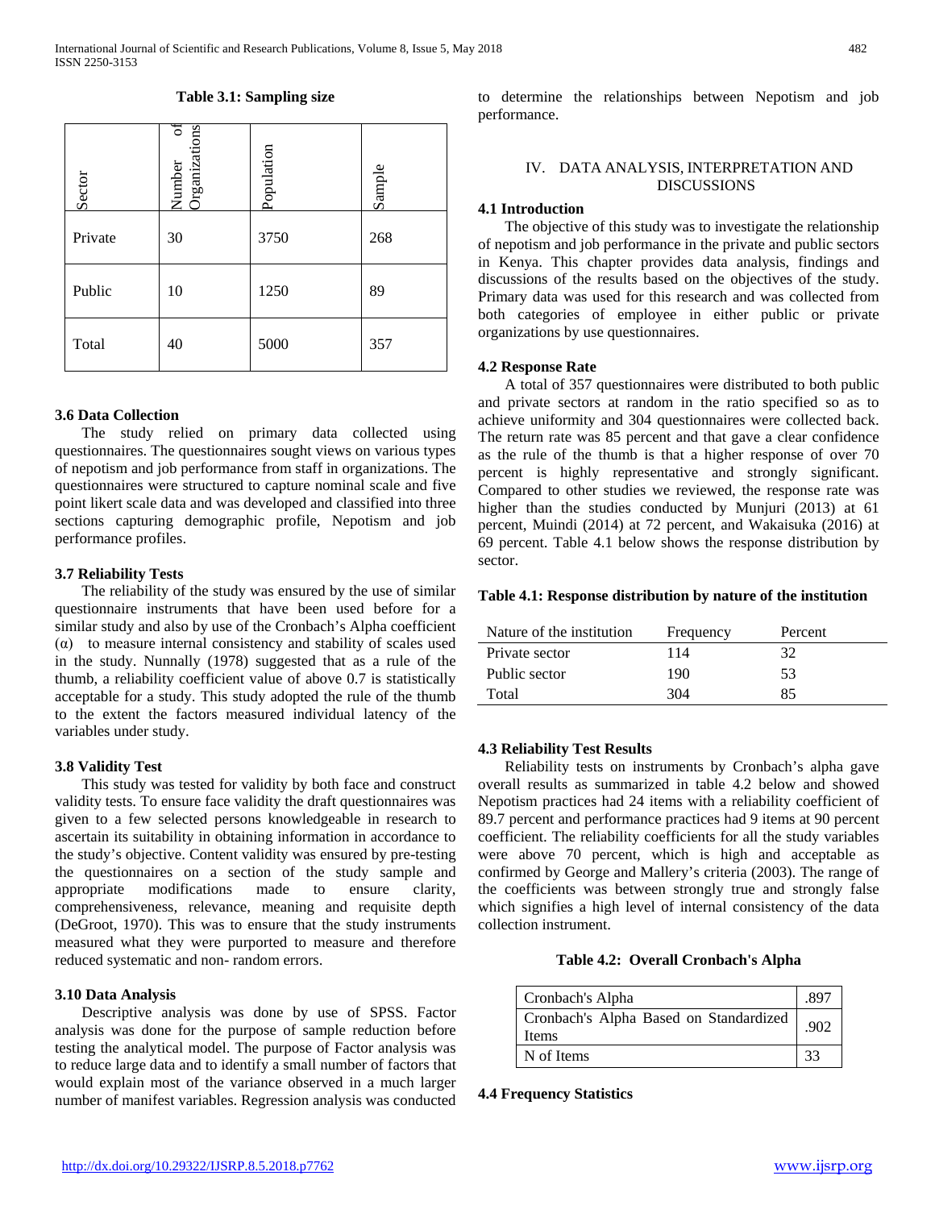**Table 3.1: Sampling size**

| Sector | Number of Organizations | Population | Sample |
|---|---|---|---|
| Private | 30 | 3750 | 268 |
| Public | 10 | 1250 | 89 |
| Total | 40 | 5000 | 357 |

### 3.6 Data Collection

The study relied on primary data collected using questionnaires. The questionnaires sought views on various types of nepotism and job performance from staff in organizations. The questionnaires were structured to capture nominal scale and five point likert scale data and was developed and classified into three sections capturing demographic profile, Nepotism and job performance profiles.

### 3.7 Reliability Tests

The reliability of the study was ensured by the use of similar questionnaire instruments that have been used before for a similar study and also by use of the Cronbach's Alpha coefficient (α) to measure internal consistency and stability of scales used in the study. Nunnally (1978) suggested that as a rule of the thumb, a reliability coefficient value of above 0.7 is statistically acceptable for a study. This study adopted the rule of the thumb to the extent the factors measured individual latency of the variables under study.

### 3.8 Validity Test

This study was tested for validity by both face and construct validity tests. To ensure face validity the draft questionnaires was given to a few selected persons knowledgeable in research to ascertain its suitability in obtaining information in accordance to the study's objective. Content validity was ensured by pre-testing the questionnaires on a section of the study sample and appropriate modifications made to ensure clarity, comprehensiveness, relevance, meaning and requisite depth (DeGroot, 1970). This was to ensure that the study instruments measured what they were purported to measure and therefore reduced systematic and non- random errors.

### 3.10 Data Analysis

Descriptive analysis was done by use of SPSS. Factor analysis was done for the purpose of sample reduction before testing the analytical model. The purpose of Factor analysis was to reduce large data and to identify a small number of factors that would explain most of the variance observed in a much larger number of manifest variables. Regression analysis was conducted to determine the relationships between Nepotism and job performance.

## IV. DATA ANALYSIS, INTERPRETATION AND DISCUSSIONS

### 4.1 Introduction

The objective of this study was to investigate the relationship of nepotism and job performance in the private and public sectors in Kenya. This chapter provides data analysis, findings and discussions of the results based on the objectives of the study. Primary data was used for this research and was collected from both categories of employee in either public or private organizations by use questionnaires.

### 4.2 Response Rate

A total of 357 questionnaires were distributed to both public and private sectors at random in the ratio specified so as to achieve uniformity and 304 questionnaires were collected back. The return rate was 85 percent and that gave a clear confidence as the rule of the thumb is that a higher response of over 70 percent is highly representative and strongly significant. Compared to other studies we reviewed, the response rate was higher than the studies conducted by Munjuri (2013) at 61 percent, Muindi (2014) at 72 percent, and Wakaisuka (2016) at 69 percent. Table 4.1 below shows the response distribution by sector.

**Table 4.1: Response distribution by nature of the institution**

| Nature of the institution | Frequency | Percent |
|---|---|---|
| Private sector | 114 | 32 |
| Public sector | 190 | 53 |
| Total | 304 | 85 |

### 4.3 Reliability Test Results

Reliability tests on instruments by Cronbach's alpha gave overall results as summarized in table 4.2 below and showed Nepotism practices had 24 items with a reliability coefficient of 89.7 percent and performance practices had 9 items at 90 percent coefficient. The reliability coefficients for all the study variables were above 70 percent, which is high and acceptable as confirmed by George and Mallery's criteria (2003). The range of the coefficients was between strongly true and strongly false which signifies a high level of internal consistency of the data collection instrument.

**Table 4.2: Overall Cronbach's Alpha**

| | |
|---|---|
| Cronbach's Alpha | .897 |
| Cronbach's Alpha Based on Standardized Items | .902 |
| N of Items | 33 |

### 4.4 Frequency Statistics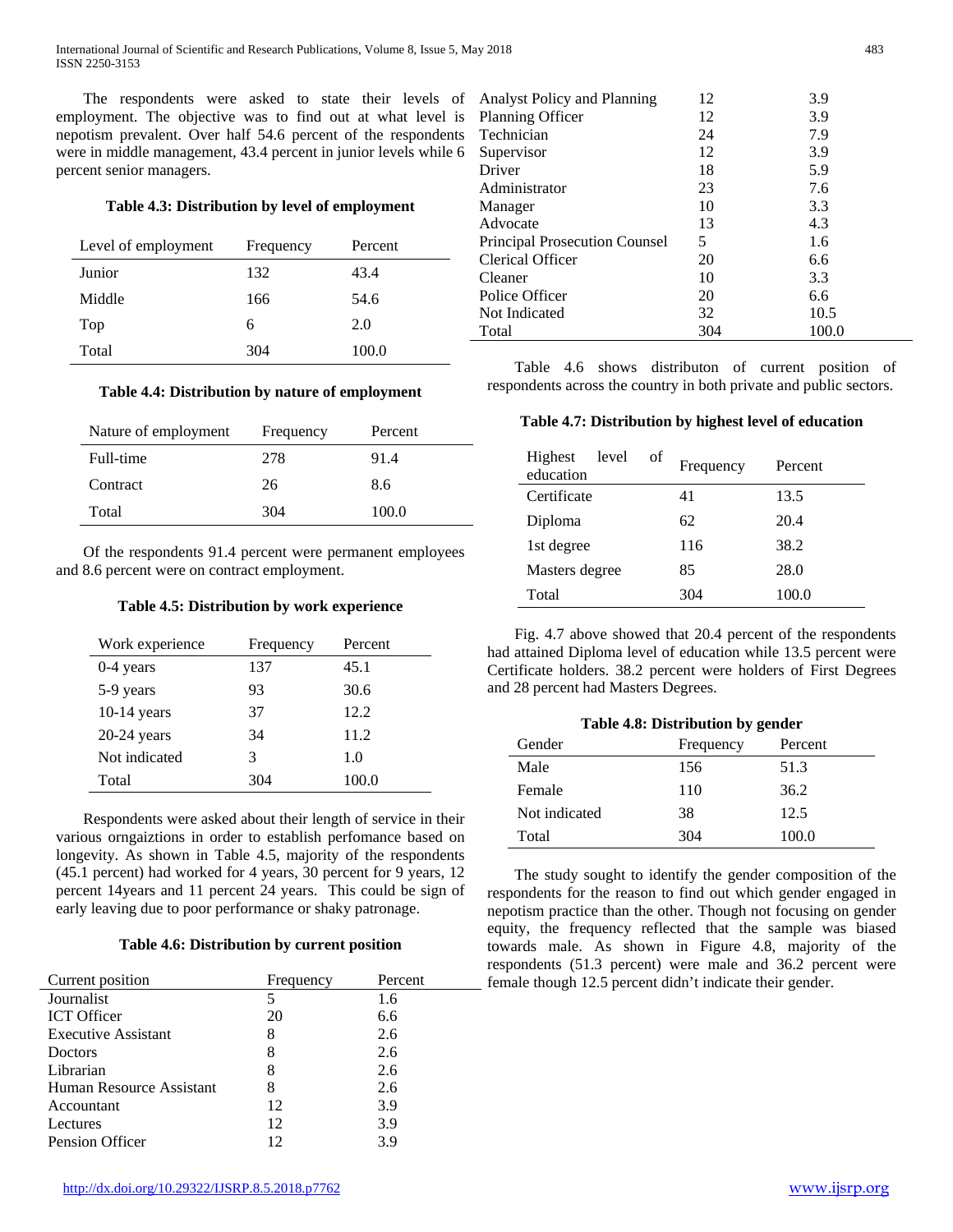The respondents were asked to state their levels of employment. The objective was to find out at what level is nepotism prevalent. Over half 54.6 percent of the respondents were in middle management, 43.4 percent in junior levels while 6 percent senior managers.

**Table 4.3: Distribution by level of employment**

| Level of employment | Frequency | Percent |
|---|---|---|
| Junior | 132 | 43.4 |
| Middle | 166 | 54.6 |
| Top | 6 | 2.0 |
| Total | 304 | 100.0 |

**Table 4.4: Distribution by nature of employment**

| Nature of employment | Frequency | Percent |
|---|---|---|
| Full-time | 278 | 91.4 |
| Contract | 26 | 8.6 |
| Total | 304 | 100.0 |

Of the respondents 91.4 percent were permanent employees and 8.6 percent were on contract employment.

**Table 4.5: Distribution by work experience**

| Work experience | Frequency | Percent |
|---|---|---|
| 0-4 years | 137 | 45.1 |
| 5-9 years | 93 | 30.6 |
| 10-14 years | 37 | 12.2 |
| 20-24 years | 34 | 11.2 |
| Not indicated | 3 | 1.0 |
| Total | 304 | 100.0 |

Respondents were asked about their length of service in their various orngaiztions in order to establish perfomance based on longevity. As shown in Table 4.5, majority of the respondents (45.1 percent) had worked for 4 years, 30 percent for 9 years, 12 percent 14years and 11 percent 24 years. This could be sign of early leaving due to poor performance or shaky patronage.

**Table 4.6: Distribution by current position**

| Current position | Frequency | Percent |
|---|---|---|
| Journalist | 5 | 1.6 |
| ICT Officer | 20 | 6.6 |
| Executive Assistant | 8 | 2.6 |
| Doctors | 8 | 2.6 |
| Librarian | 8 | 2.6 |
| Human Resource Assistant | 8 | 2.6 |
| Accountant | 12 | 3.9 |
| Lectures | 12 | 3.9 |
| Pension Officer | 12 | 3.9 |
| Analyst Policy and Planning | 12 | 3.9 |
| Planning Officer | 12 | 3.9 |
| Technician | 24 | 7.9 |
| Supervisor | 12 | 3.9 |
| Driver | 18 | 5.9 |
| Administrator | 23 | 7.6 |
| Manager | 10 | 3.3 |
| Advocate | 13 | 4.3 |
| Principal Prosecution Counsel | 5 | 1.6 |
| Clerical Officer | 20 | 6.6 |
| Cleaner | 10 | 3.3 |
| Police Officer | 20 | 6.6 |
| Not Indicated | 32 | 10.5 |
| Total | 304 | 100.0 |

Table 4.6 shows distributon of current position of respondents across the country in both private and public sectors.

**Table 4.7: Distribution by highest level of education**

| Highest level of education | Frequency | Percent |
|---|---|---|
| Certificate | 41 | 13.5 |
| Diploma | 62 | 20.4 |
| 1st degree | 116 | 38.2 |
| Masters degree | 85 | 28.0 |
| Total | 304 | 100.0 |

Fig. 4.7 above showed that 20.4 percent of the respondents had attained Diploma level of education while 13.5 percent were Certificate holders. 38.2 percent were holders of First Degrees and 28 percent had Masters Degrees.

**Table 4.8: Distribution by gender**

| Gender | Frequency | Percent |
|---|---|---|
| Male | 156 | 51.3 |
| Female | 110 | 36.2 |
| Not indicated | 38 | 12.5 |
| Total | 304 | 100.0 |

The study sought to identify the gender composition of the respondents for the reason to find out which gender engaged in nepotism practice than the other. Though not focusing on gender equity, the frequency reflected that the sample was biased towards male. As shown in Figure 4.8, majority of the respondents (51.3 percent) were male and 36.2 percent were female though 12.5 percent didn't indicate their gender.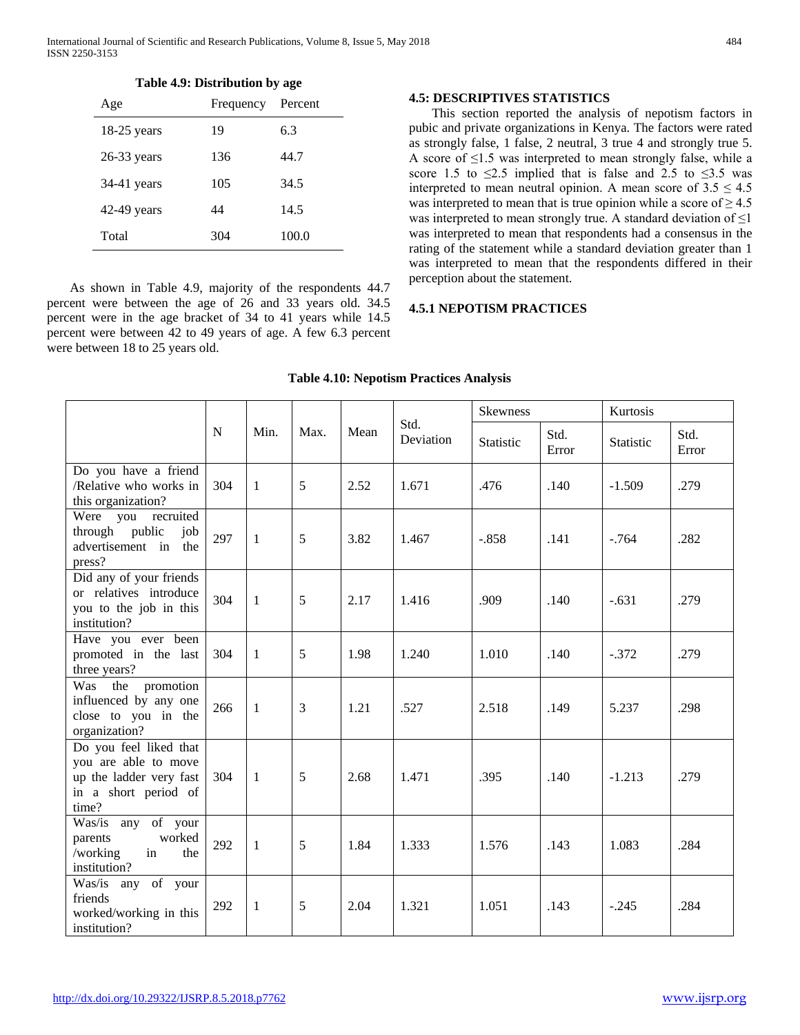**Table 4.9: Distribution by age**

| Age | Frequency | Percent |
|---|---|---|
| 18-25 years | 19 | 6.3 |
| 26-33 years | 136 | 44.7 |
| 34-41 years | 105 | 34.5 |
| 42-49 years | 44 | 14.5 |
| Total | 304 | 100.0 |

As shown in Table 4.9, majority of the respondents 44.7 percent were between the age of 26 and 33 years old. 34.5 percent were in the age bracket of 34 to 41 years while 14.5 percent were between 42 to 49 years of age. A few 6.3 percent were between 18 to 25 years old.

## 4.5: DESCRIPTIVES STATISTICS

This section reported the analysis of nepotism factors in pubic and private organizations in Kenya. The factors were rated as strongly false, 1 false, 2 neutral, 3 true 4 and strongly true 5. A score of ≤1.5 was interpreted to mean strongly false, while a score 1.5 to ≤2.5 implied that is false and 2.5 to ≤3.5 was interpreted to mean neutral opinion. A mean score of 3.5 ≤ 4.5 was interpreted to mean that is true opinion while a score of ≥ 4.5 was interpreted to mean strongly true. A standard deviation of ≤1 was interpreted to mean that respondents had a consensus in the rating of the statement while a standard deviation greater than 1 was interpreted to mean that the respondents differed in their perception about the statement.

### 4.5.1 NEPOTISM PRACTICES

**Table 4.10: Nepotism Practices Analysis**

| | N | Min. | Max. | Mean | Std. Deviation | Skewness | | Kurtosis | |
|---|---|---|---|---|---|---|---|---|---|
| | | | | | | Statistic | Std. Error | Statistic | Std. Error |
| Do you have a friend /Relative who works in this organization? | 304 | 1 | 5 | 2.52 | 1.671 | .476 | .140 | -1.509 | .279 |
| Were you recruited through public job advertisement in the press? | 297 | 1 | 5 | 3.82 | 1.467 | -.858 | .141 | -.764 | .282 |
| Did any of your friends or relatives introduce you to the job in this institution? | 304 | 1 | 5 | 2.17 | 1.416 | .909 | .140 | -.631 | .279 |
| Have you ever been promoted in the last three years? | 304 | 1 | 5 | 1.98 | 1.240 | 1.010 | .140 | -.372 | .279 |
| Was the promotion influenced by any one close to you in the organization? | 266 | 1 | 3 | 1.21 | .527 | 2.518 | .149 | 5.237 | .298 |
| Do you feel liked that you are able to move up the ladder very fast in a short period of time? | 304 | 1 | 5 | 2.68 | 1.471 | .395 | .140 | -1.213 | .279 |
| Was/is any of your parents worked /working in the institution? | 292 | 1 | 5 | 1.84 | 1.333 | 1.576 | .143 | 1.083 | .284 |
| Was/is any of your friends worked/working in this institution? | 292 | 1 | 5 | 2.04 | 1.321 | 1.051 | .143 | -.245 | .284 |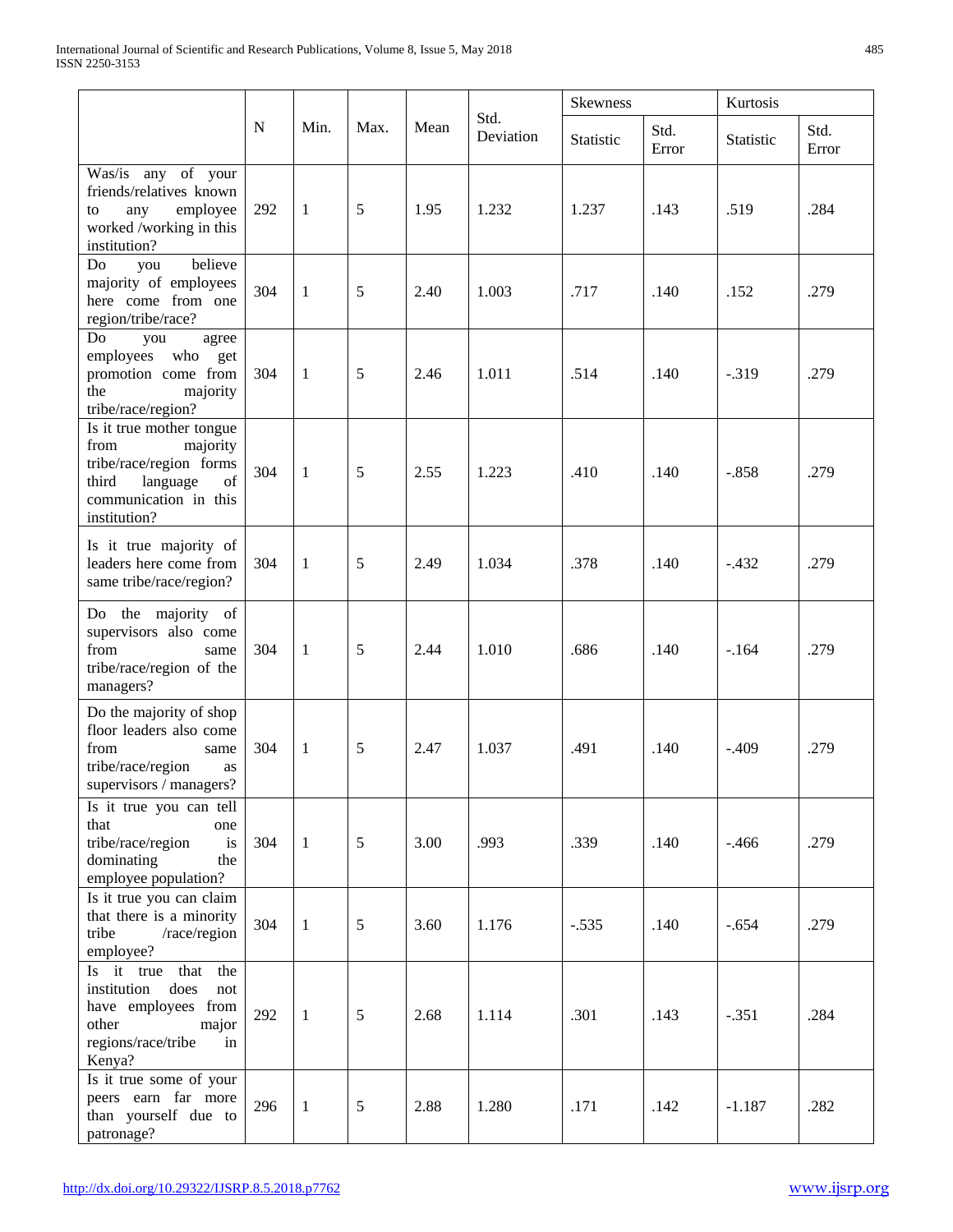| | N | Min. | Max. | Mean | Std. Deviation | Skewness | | Kurtosis | |
|---|---|---|---|---|---|---|---|---|---|
| | | | | | | Statistic | Std. Error | Statistic | Std. Error |
| Was/is any of your friends/relatives known to any employee worked /working in this institution? | 292 | 1 | 5 | 1.95 | 1.232 | 1.237 | .143 | .519 | .284 |
| Do you believe majority of employees here come from one region/tribe/race? | 304 | 1 | 5 | 2.40 | 1.003 | .717 | .140 | .152 | .279 |
| Do you agree employees who get promotion come from the majority tribe/race/region? | 304 | 1 | 5 | 2.46 | 1.011 | .514 | .140 | -.319 | .279 |
| Is it true mother tongue from majority tribe/race/region forms third language of communication in this institution? | 304 | 1 | 5 | 2.55 | 1.223 | .410 | .140 | -.858 | .279 |
| Is it true majority of leaders here come from same tribe/race/region? | 304 | 1 | 5 | 2.49 | 1.034 | .378 | .140 | -.432 | .279 |
| Do the majority of supervisors also come from same tribe/race/region of the managers? | 304 | 1 | 5 | 2.44 | 1.010 | .686 | .140 | -.164 | .279 |
| Do the majority of shop floor leaders also come from same tribe/race/region as supervisors / managers? | 304 | 1 | 5 | 2.47 | 1.037 | .491 | .140 | -.409 | .279 |
| Is it true you can tell that one tribe/race/region is dominating the employee population? | 304 | 1 | 5 | 3.00 | .993 | .339 | .140 | -.466 | .279 |
| Is it true you can claim that there is a minority tribe /race/region employee? | 304 | 1 | 5 | 3.60 | 1.176 | -.535 | .140 | -.654 | .279 |
| Is it true that the institution does not have employees from other major regions/race/tribe in Kenya? | 292 | 1 | 5 | 2.68 | 1.114 | .301 | .143 | -.351 | .284 |
| Is it true some of your peers earn far more than yourself due to patronage? | 296 | 1 | 5 | 2.88 | 1.280 | .171 | .142 | -1.187 | .282 |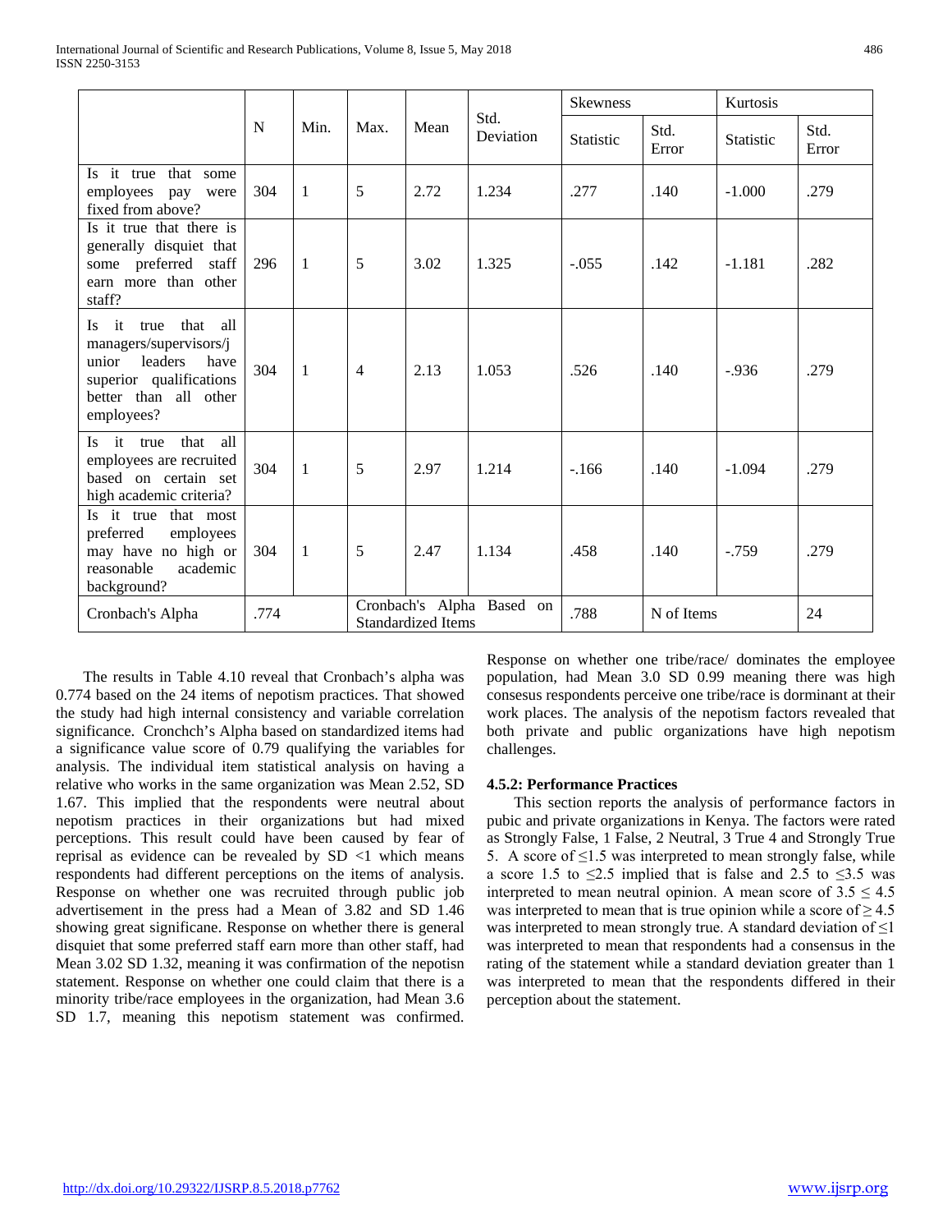| | N | Min. | Max. | Mean | Std. Deviation | Skewness | | Kurtosis | |
|---|---|---|---|---|---|---|---|---|---|
| | | | | | | Statistic | Std. Error | Statistic | Std. Error |
| Is it true that some employees pay were fixed from above? | 304 | 1 | 5 | 2.72 | 1.234 | .277 | .140 | -1.000 | .279 |
| Is it true that there is generally disquiet that some preferred staff earn more than other staff? | 296 | 1 | 5 | 3.02 | 1.325 | -.055 | .142 | -1.181 | .282 |
| Is it true that all managers/supervisors/junior leaders have superior qualifications better than all other employees? | 304 | 1 | 4 | 2.13 | 1.053 | .526 | .140 | -.936 | .279 |
| Is it true that all employees are recruited based on certain set high academic criteria? | 304 | 1 | 5 | 2.97 | 1.214 | -.166 | .140 | -1.094 | .279 |
| Is it true that most preferred employees may have no high or reasonable academic background? | 304 | 1 | 5 | 2.47 | 1.134 | .458 | .140 | -.759 | .279 |
| Cronbach's Alpha | .774 | | Cronbach's Alpha Based on Standardized Items | | | .788 | N of Items | | 24 |

The results in Table 4.10 reveal that Cronbach's alpha was 0.774 based on the 24 items of nepotism practices. That showed the study had high internal consistency and variable correlation significance. Cronchch's Alpha based on standardized items had a significance value score of 0.79 qualifying the variables for analysis. The individual item statistical analysis on having a relative who works in the same organization was Mean 2.52, SD 1.67. This implied that the respondents were neutral about nepotism practices in their organizations but had mixed perceptions. This result could have been caused by fear of reprisal as evidence can be revealed by SD <1 which means respondents had different perceptions on the items of analysis. Response on whether one was recruited through public job advertisement in the press had a Mean of 3.82 and SD 1.46 showing great significane. Response on whether there is general disquiet that some preferred staff earn more than other staff, had Mean 3.02 SD 1.32, meaning it was confirmation of the nepotisn statement. Response on whether one could claim that there is a minority tribe/race employees in the organization, had Mean 3.6 SD 1.7, meaning this nepotism statement was confirmed. Response on whether one tribe/race/ dominates the employee population, had Mean 3.0 SD 0.99 meaning there was high consesus respondents perceive one tribe/race is dorminant at their work places. The analysis of the nepotism factors revealed that both private and public organizations have high nepotism challenges.

### 4.5.2: Performance Practices

This section reports the analysis of performance factors in pubic and private organizations in Kenya. The factors were rated as Strongly False, 1 False, 2 Neutral, 3 True 4 and Strongly True 5. A score of ≤1.5 was interpreted to mean strongly false, while a score 1.5 to ≤2.5 implied that is false and 2.5 to ≤3.5 was interpreted to mean neutral opinion. A mean score of 3.5 ≤ 4.5 was interpreted to mean that is true opinion while a score of ≥ 4.5 was interpreted to mean strongly true. A standard deviation of ≤1 was interpreted to mean that respondents had a consensus in the rating of the statement while a standard deviation greater than 1 was interpreted to mean that the respondents differed in their perception about the statement.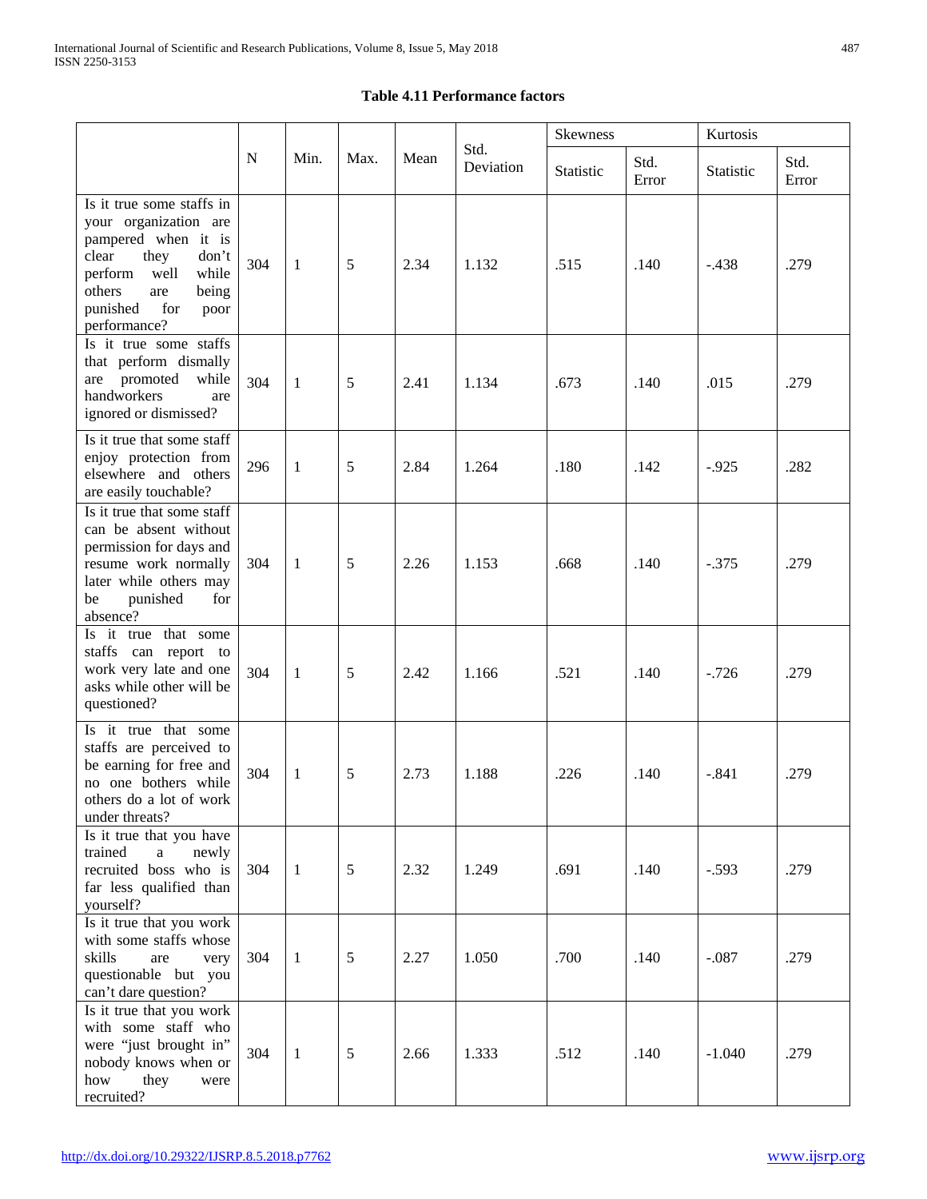**Table 4.11 Performance factors**

| | N | Min. | Max. | Mean | Std. Deviation | Skewness | | Kurtosis | |
|---|---|---|---|---|---|---|---|---|---|
| | | | | | | Statistic | Std. Error | Statistic | Std. Error |
| Is it true some staffs in your organization are pampered when it is clear they don't perform well while others are being punished for poor performance? | 304 | 1 | 5 | 2.34 | 1.132 | .515 | .140 | -.438 | .279 |
| Is it true some staffs that perform dismally are promoted while handworkers are ignored or dismissed? | 304 | 1 | 5 | 2.41 | 1.134 | .673 | .140 | .015 | .279 |
| Is it true that some staff enjoy protection from elsewhere and others are easily touchable? | 296 | 1 | 5 | 2.84 | 1.264 | .180 | .142 | -.925 | .282 |
| Is it true that some staff can be absent without permission for days and resume work normally later while others may be punished for absence? | 304 | 1 | 5 | 2.26 | 1.153 | .668 | .140 | -.375 | .279 |
| Is it true that some staffs can report to work very late and one asks while other will be questioned? | 304 | 1 | 5 | 2.42 | 1.166 | .521 | .140 | -.726 | .279 |
| Is it true that some staffs are perceived to be earning for free and no one bothers while others do a lot of work under threats? | 304 | 1 | 5 | 2.73 | 1.188 | .226 | .140 | -.841 | .279 |
| Is it true that you have trained a newly recruited boss who is far less qualified than yourself? | 304 | 1 | 5 | 2.32 | 1.249 | .691 | .140 | -.593 | .279 |
| Is it true that you work with some staffs whose skills are very questionable but you can't dare question? | 304 | 1 | 5 | 2.27 | 1.050 | .700 | .140 | -.087 | .279 |
| Is it true that you work with some staff who were "just brought in" nobody knows when or how they were recruited? | 304 | 1 | 5 | 2.66 | 1.333 | .512 | .140 | -1.040 | .279 |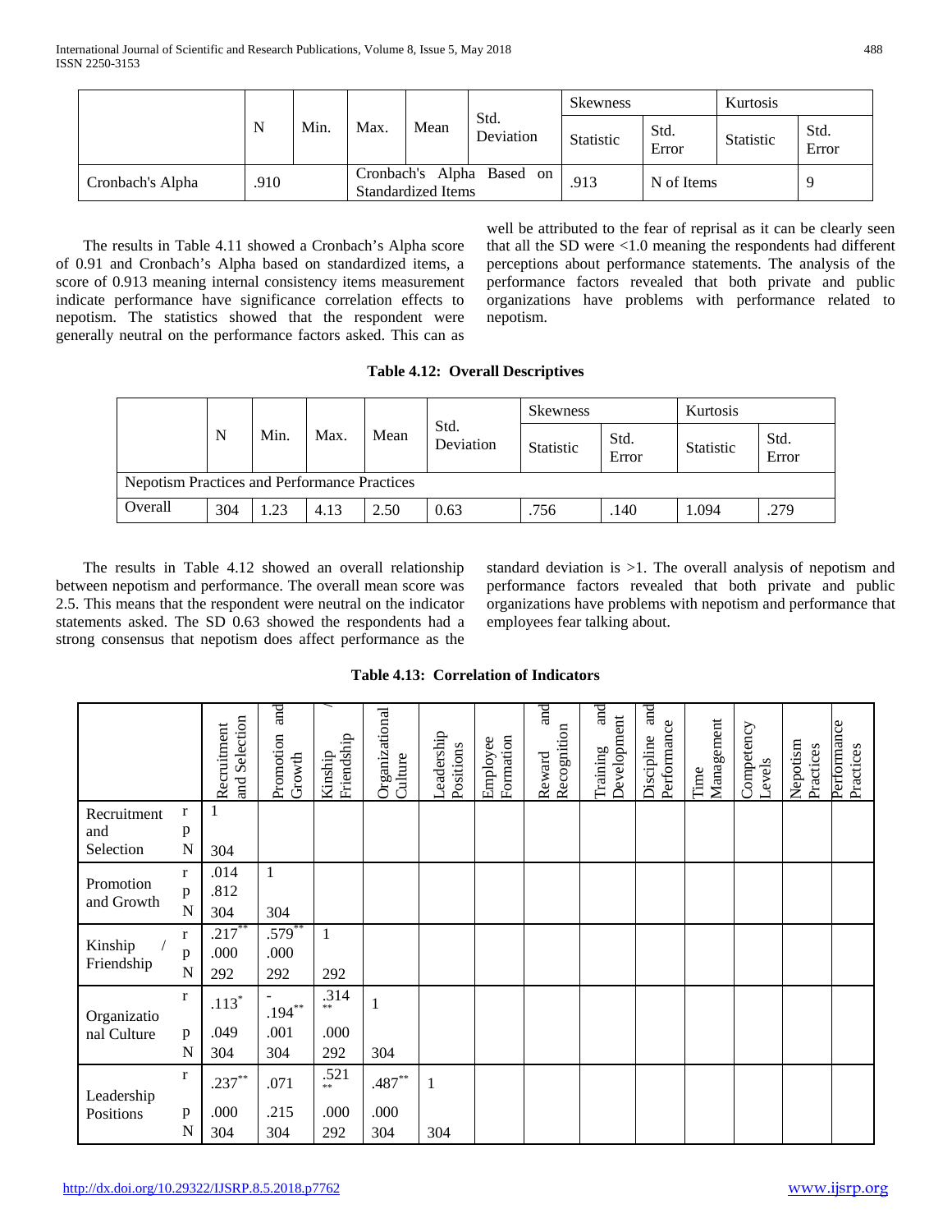| | N | Min. | Max. | Mean | Std. Deviation | Skewness | | Kurtosis | |
|---|---|---|---|---|---|---|---|---|---|
| | | | | | | Statistic | Std. Error | Statistic | Std. Error |
| Cronbach's Alpha | .910 | | Cronbach's Alpha Based on Standardized Items | | | .913 | N of Items | | 9 |

The results in Table 4.11 showed a Cronbach's Alpha score of 0.91 and Cronbach's Alpha based on standardized items, a score of 0.913 meaning internal consistency items measurement indicate performance have significance correlation effects to nepotism. The statistics showed that the respondent were generally neutral on the performance factors asked. This can as well be attributed to the fear of reprisal as it can be clearly seen that all the SD were <1.0 meaning the respondents had different perceptions about performance statements. The analysis of the performance factors revealed that both private and public organizations have problems with performance related to nepotism.

**Table 4.12: Overall Descriptives**

| | N | Min. | Max. | Mean | Std. Deviation | Skewness | | Kurtosis | |
|---|---|---|---|---|---|---|---|---|---|
| | | | | | | Statistic | Std. Error | Statistic | Std. Error |
| Nepotism Practices and Performance Practices | | | | | | | | | |
| Overall | 304 | 1.23 | 4.13 | 2.50 | 0.63 | .756 | .140 | 1.094 | .279 |

The results in Table 4.12 showed an overall relationship between nepotism and performance. The overall mean score was 2.5. This means that the respondent were neutral on the indicator statements asked. The SD 0.63 showed the respondents had a strong consensus that nepotism does affect performance as the standard deviation is >1. The overall analysis of nepotism and performance factors revealed that both private and public organizations have problems with nepotism and performance that employees fear talking about.

**Table 4.13: Correlation of Indicators**

| | | Recruitment and Selection | Promotion and Growth | Kinship / Friendship | Organizational Culture | Leadership Positions | Employee Formation | Reward and Recognition | Training and Development | Discipline and Performance | Time Management | Competency Levels | Nepotism Practices | Performance Practices |
|---|---|---|---|---|---|---|---|---|---|---|---|---|---|---|
| Recruitment and Selection | r | 1 | | | | | | | | | | | | |
| | p | | | | | | | | | | | | | |
| | N | 304 | | | | | | | | | | | | |
| Promotion and Growth | r | .014 | 1 | | | | | | | | | | | |
| | p | .812 | | | | | | | | | | | | |
| | N | 304 | 304 | | | | | | | | | | | |
| Kinship / Friendship | r | .217** | .579** | 1 | | | | | | | | | | |
| | p | .000 | .000 | | | | | | | | | | | |
| | N | 292 | 292 | 292 | | | | | | | | | | |
| Organizational Culture | r | .113* | -.194** | .314** | 1 | | | | | | | | | |
| | p | .049 | .001 | .000 | | | | | | | | | | |
| | N | 304 | 304 | 292 | 304 | | | | | | | | | |
| Leadership Positions | r | .237** | .071 | .521** | .487** | 1 | | | | | | | | |
| | p | .000 | .215 | .000 | .000 | | | | | | | | | |
| | N | 304 | 304 | 292 | 304 | 304 | | | | | | | | |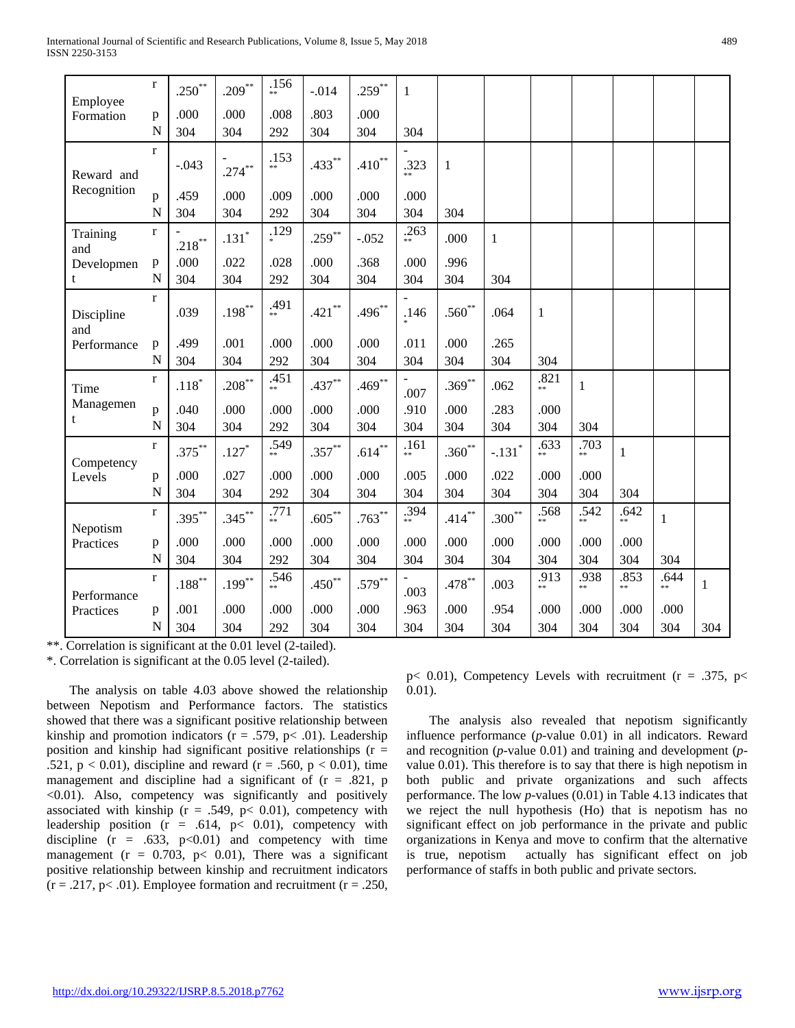| | | | | | | | | | | | | | | | |
|---|---|---|---|---|---|---|---|---|---|---|---|---|---|---|---|
| Employee Formation | r | .250** | .209** | .156** | -.014 | .259** | 1 | | | | | | | | |
| | p | .000 | .000 | .008 | .803 | .000 | | | | | | | | | |
| | N | 304 | 304 | 292 | 304 | 304 | 304 | | | | | | | | |
| Reward and Recognition | r | -.043 | -.274** | .153** | .433** | .410** | -.323** | 1 | | | | | | | |
| | p | .459 | .000 | .009 | .000 | .000 | .000 | | | | | | | | |
| | N | 304 | 304 | 292 | 304 | 304 | 304 | 304 | | | | | | | |
| Training and Development | r | -.218** | .131* | .129* | .259** | -.052 | .263** | .000 | 1 | | | | | | |
| | p | .000 | .022 | .028 | .000 | .368 | .000 | .996 | | | | | | | |
| | N | 304 | 304 | 292 | 304 | 304 | 304 | 304 | 304 | | | | | | |
| Discipline and Performance | r | .039 | .198** | .491** | .421** | .496** | -.146* | .560** | .064 | 1 | | | | | |
| | p | .499 | .001 | .000 | .000 | .000 | .011 | .000 | .265 | | | | | | |
| | N | 304 | 304 | 292 | 304 | 304 | 304 | 304 | 304 | 304 | | | | | |
| Time Management | r | .118* | .208** | .451** | .437** | .469** | -.007 | .369** | .062 | .821** | 1 | | | | |
| | p | .040 | .000 | .000 | .000 | .000 | .910 | .000 | .283 | .000 | | | | | |
| | N | 304 | 304 | 292 | 304 | 304 | 304 | 304 | 304 | 304 | 304 | | | | |
| Competency Levels | r | .375** | .127* | .549** | .357** | .614** | .161** | .360** | -.131* | .633** | .703** | 1 | | | |
| | p | .000 | .027 | .000 | .000 | .000 | .005 | .000 | .022 | .000 | .000 | | | | |
| | N | 304 | 304 | 292 | 304 | 304 | 304 | 304 | 304 | 304 | 304 | 304 | | | |
| Nepotism Practices | r | .395** | .345** | .771** | .605** | .763** | .394** | .414** | .300** | .568** | .542** | .642** | 1 | | |
| | p | .000 | .000 | .000 | .000 | .000 | .000 | .000 | .000 | .000 | .000 | .000 | | | |
| | N | 304 | 304 | 292 | 304 | 304 | 304 | 304 | 304 | 304 | 304 | 304 | 304 | | |
| Performance Practices | r | .188** | .199** | .546** | .450** | .579** | -.003 | .478** | .003 | .913** | .938** | .853** | .644** | 1 | |
| | p | .001 | .000 | .000 | .000 | .000 | .963 | .000 | .954 | .000 | .000 | .000 | .000 | | |
| | N | 304 | 304 | 292 | 304 | 304 | 304 | 304 | 304 | 304 | 304 | 304 | 304 | 304 | |

**. Correlation is significant at the 0.01 level (2-tailed).

*. Correlation is significant at the 0.05 level (2-tailed).

The analysis on table 4.03 above showed the relationship between Nepotism and Performance factors. The statistics showed that there was a significant positive relationship between kinship and promotion indicators ($r = .579$, $p < .01$). Leadership position and kinship had significant positive relationships ($r = .521$, $p < 0.01$), discipline and reward ($r = .560$, $p < 0.01$), time management and discipline had a significant of ($r = .821$, $p < 0.01$). Also, competency was significantly and positively associated with kinship ($r = .549$, $p < 0.01$), competency with leadership position ($r = .614$, $p < 0.01$), competency with discipline ($r = .633$, $p < 0.01$) and competency with time management ($r = 0.703$, $p < 0.01$), There was a significant positive relationship between kinship and recruitment indicators ($r = .217$, $p < .01$). Employee formation and recruitment ($r = .250$, $p < 0.01$), Competency Levels with recruitment ($r = .375$, $p < 0.01$).

The analysis also revealed that nepotism significantly influence performance (*p*-value 0.01) in all indicators. Reward and recognition (*p*-value 0.01) and training and development (*p*-value 0.01). This therefore is to say that there is high nepotism in both public and private organizations and such affects performance. The low *p*-values (0.01) in Table 4.13 indicates that we reject the null hypothesis (Ho) that is nepotism has no significant effect on job performance in the private and public organizations in Kenya and move to confirm that the alternative is true, nepotism actually has significant effect on job performance of staffs in both public and private sectors.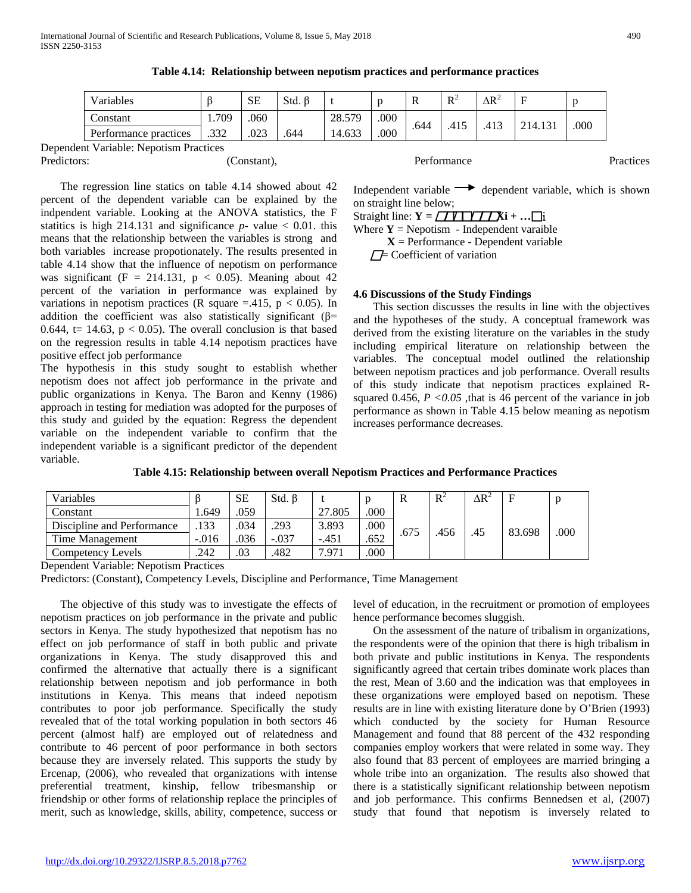**Table 4.14: Relationship between nepotism practices and performance practices**

| Variables | β | SE | Std. β | t | p | R | $R^2$ | $\Delta R^2$ | F | p |
|---|---|---|---|---|---|---|---|---|---|---|
| Constant | 1.709 | .060 | | 28.579 | .000 | .644 | .415 | .413 | 214.131 | .000 |
| Performance practices | .332 | .023 | .644 | 14.633 | .000 | | | | | |

Dependent Variable: Nepotism Practices
Predictors: (Constant), Performance Practices

The regression line statics on table 4.14 showed about 42 percent of the dependent variable can be explained by the indpendent variable. Looking at the ANOVA statistics, the F statitics is high 214.131 and significance *p*- value < 0.01. this means that the relationship between the variables is strong and both variables increase propotionately. The results presented in table 4.14 show that the influence of nepotism on performance was significant (F = 214.131, $p < 0.05$). Meaning about 42 percent of the variation in performance was explained by variations in nepotism practices (R square =.415, $p < 0.05$). In addition the coefficient was also statistically significant (β= 0.644, t= 14.63, $p < 0.05$). The overall conclusion is that based on the regression results in table 4.14 nepotism practices have positive effect job performance

The hypothesis in this study sought to establish whether nepotism does not affect job performance in the private and public organizations in Kenya. The Baron and Kenny (1986) approach in testing for mediation was adopted for the purposes of this study and guided by the equation: Regress the dependent variable on the independent variable to confirm that the independent variable is a significant predictor of the dependent variable.

Independent variable → dependent variable, which is shown on straight line below;

Straight line: **Y = □□□□□□□Xi + …□**i

Where **Y** = Nepotism - Independent varaible

**X** = Performance - Dependent variable

□= Coefficient of variation

### 4.6 Discussions of the Study Findings

This section discusses the results in line with the objectives and the hypotheses of the study. A conceptual framework was derived from the existing literature on the variables in the study including empirical literature on relationship between the variables. The conceptual model outlined the relationship between nepotism practices and job performance. Overall results of this study indicate that nepotism practices explained R-squared 0.456, $P < 0.05$ ,that is 46 percent of the variance in job performance as shown in Table 4.15 below meaning as nepotism increases performance decreases.

**Table 4.15: Relationship between overall Nepotism Practices and Performance Practices**

| Variables | β | SE | Std. β | t | p | R | $R^2$ | $\Delta R^2$ | F | p |
|---|---|---|---|---|---|---|---|---|---|---|
| Constant | 1.649 | .059 | | 27.805 | .000 | .675 | .456 | .45 | 83.698 | .000 |
| Discipline and Performance | .133 | .034 | .293 | 3.893 | .000 | | | | | |
| Time Management | -.016 | .036 | -.037 | -.451 | .652 | | | | | |
| Competency Levels | .242 | .03 | .482 | 7.971 | .000 | | | | | |

Dependent Variable: Nepotism Practices
Predictors: (Constant), Competency Levels, Discipline and Performance, Time Management

The objective of this study was to investigate the effects of nepotism practices on job performance in the private and public sectors in Kenya. The study hypothesized that nepotism has no effect on job performance of staff in both public and private organizations in Kenya. The study disapproved this and confirmed the alternative that actually there is a significant relationship between nepotism and job performance in both institutions in Kenya. This means that indeed nepotism contributes to poor job performance. Specifically the study revealed that of the total working population in both sectors 46 percent (almost half) are employed out of relatedness and contribute to 46 percent of poor performance in both sectors because they are inversely related. This supports the study by Ercenap, (2006), who revealed that organizations with intense preferential treatment, kinship, fellow tribesmanship or friendship or other forms of relationship replace the principles of merit, such as knowledge, skills, ability, competence, success or level of education, in the recruitment or promotion of employees hence performance becomes sluggish.

On the assessment of the nature of tribalism in organizations, the respondents were of the opinion that there is high tribalism in both private and public institutions in Kenya. The respondents significantly agreed that certain tribes dominate work places than the rest, Mean of 3.60 and the indication was that employees in these organizations were employed based on nepotism. These results are in line with existing literature done by O'Brien (1993) which conducted by the society for Human Resource Management and found that 88 percent of the 432 responding companies employ workers that were related in some way. They also found that 83 percent of employees are married bringing a whole tribe into an organization. The results also showed that there is a statistically significant relationship between nepotism and job performance. This confirms Bennedsen et al, (2007) study that found that nepotism is inversely related to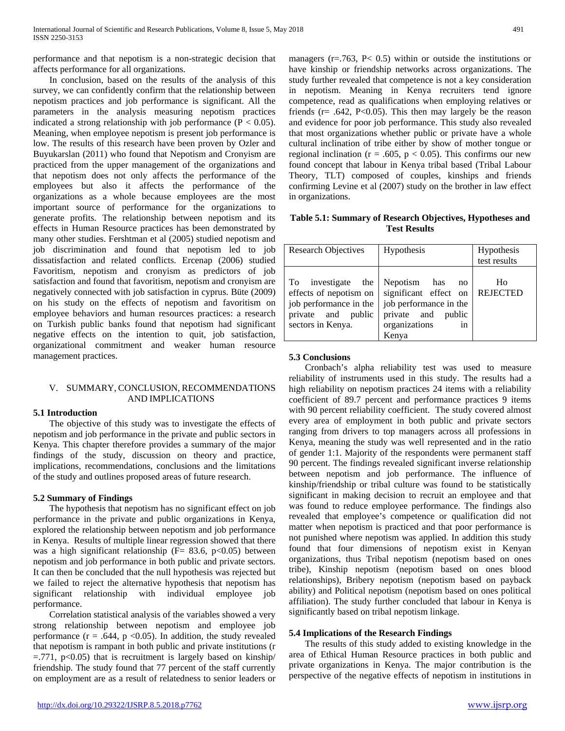performance and that nepotism is a non-strategic decision that affects performance for all organizations.

In conclusion, based on the results of the analysis of this survey, we can confidently confirm that the relationship between nepotism practices and job performance is significant. All the parameters in the analysis measuring nepotism practices indicated a strong relationship with job performance ($P < 0.05$). Meaning, when employee nepotism is present job performance is low. The results of this research have been proven by Ozler and Buyukarslan (2011) who found that Nepotism and Cronyism are practiced from the upper management of the organizations and that nepotism does not only affects the performance of the employees but also it affects the performance of the organizations as a whole because employees are the most important source of performance for the organizations to generate profits. The relationship between nepotism and its effects in Human Resource practices has been demonstrated by many other studies. Fershtman et al (2005) studied nepotism and job discrimination and found that nepotism led to job dissatisfaction and related conflicts. Ercenap (2006) studied Favoritism, nepotism and cronyism as predictors of job satisfaction and found that favoritism, nepotism and cronyism are negatively connected with job satisfaction in cyprus. Büte (2009) on his study on the effects of nepotism and favoritism on employee behaviors and human resources practices: a research on Turkish public banks found that nepotism had significant negative effects on the intention to quit, job satisfaction, organizational commitment and weaker human resource management practices.

# V. SUMMARY, CONCLUSION, RECOMMENDATIONS AND IMPLICATIONS

### 5.1 Introduction

The objective of this study was to investigate the effects of nepotism and job performance in the private and public sectors in Kenya. This chapter therefore provides a summary of the major findings of the study, discussion on theory and practice, implications, recommendations, conclusions and the limitations of the study and outlines proposed areas of future research.

### 5.2 Summary of Findings

The hypothesis that nepotism has no significant effect on job performance in the private and public organizations in Kenya, explored the relationship between nepotism and job performance in Kenya. Results of multiple linear regression showed that there was a high significant relationship ($F= 83.6$, $p<0.05$) between nepotism and job performance in both public and private sectors. It can then be concluded that the null hypothesis was rejected but we failed to reject the alternative hypothesis that nepotism has significant relationship with individual employee job performance.

Correlation statistical analysis of the variables showed a very strong relationship between nepotism and employee job performance ($r = .644$, $p < 0.05$). In addition, the study revealed that nepotism is rampant in both public and private institutions ($r = .771$, $p<0.05$) that is recruitment is largely based on kinship/ friendship. The study found that 77 percent of the staff currently on employment are as a result of relatedness to senior leaders or managers ($r=.763$, $P< 0.5$) within or outside the institutions or have kinship or friendship networks across organizations. The study further revealed that competence is not a key consideration in nepotism. Meaning in Kenya recruiters tend ignore competence, read as qualifications when employing relatives or friends ($r= .642$, $P<0.05$). This then may largely be the reason and evidence for poor job performance. This study also revealed that most organizations whether public or private have a whole cultural inclination of tribe either by show of mother tongue or regional inclination ($r = .605$, $p < 0.05$). This confirms our new found concept that labour in Kenya tribal based (Tribal Labour Theory, TLT) composed of couples, kinships and friends confirming Levine et al (2007) study on the brother in law effect in organizations.

**Table 5.1: Summary of Research Objectives, Hypotheses and Test Results**

| Research Objectives | Hypothesis | Hypothesis test results |
| --- | --- | --- |
| To investigate the effects of nepotism on job performance in the private and public sectors in Kenya. | Nepotism has no significant effect on job performance in the private and public organizations in Kenya | Ho REJECTED |

### 5.3 Conclusions

Cronbach's alpha reliability test was used to measure reliability of instruments used in this study. The results had a high reliability on nepotism practices 24 items with a reliability coefficient of 89.7 percent and performance practices 9 items with 90 percent reliability coefficient. The study covered almost every area of employment in both public and private sectors ranging from drivers to top managers across all professions in Kenya, meaning the study was well represented and in the ratio of gender 1:1. Majority of the respondents were permanent staff 90 percent. The findings revealed significant inverse relationship between nepotism and job performance. The influence of kinship/friendship or tribal culture was found to be statistically significant in making decision to recruit an employee and that was found to reduce employee performance. The findings also revealed that employee's competence or qualification did not matter when nepotism is practiced and that poor performance is not punished where nepotism was applied. In addition this study found that four dimensions of nepotism exist in Kenyan organizations, thus Tribal nepotism (nepotism based on ones tribe), Kinship nepotism (nepotism based on ones blood relationships), Bribery nepotism (nepotism based on payback ability) and Political nepotism (nepotism based on ones political affiliation). The study further concluded that labour in Kenya is significantly based on tribal nepotism linkage.

### 5.4 Implications of the Research Findings

The results of this study added to existing knowledge in the area of Ethical Human Resource practices in both public and private organizations in Kenya. The major contribution is the perspective of the negative effects of nepotism in institutions in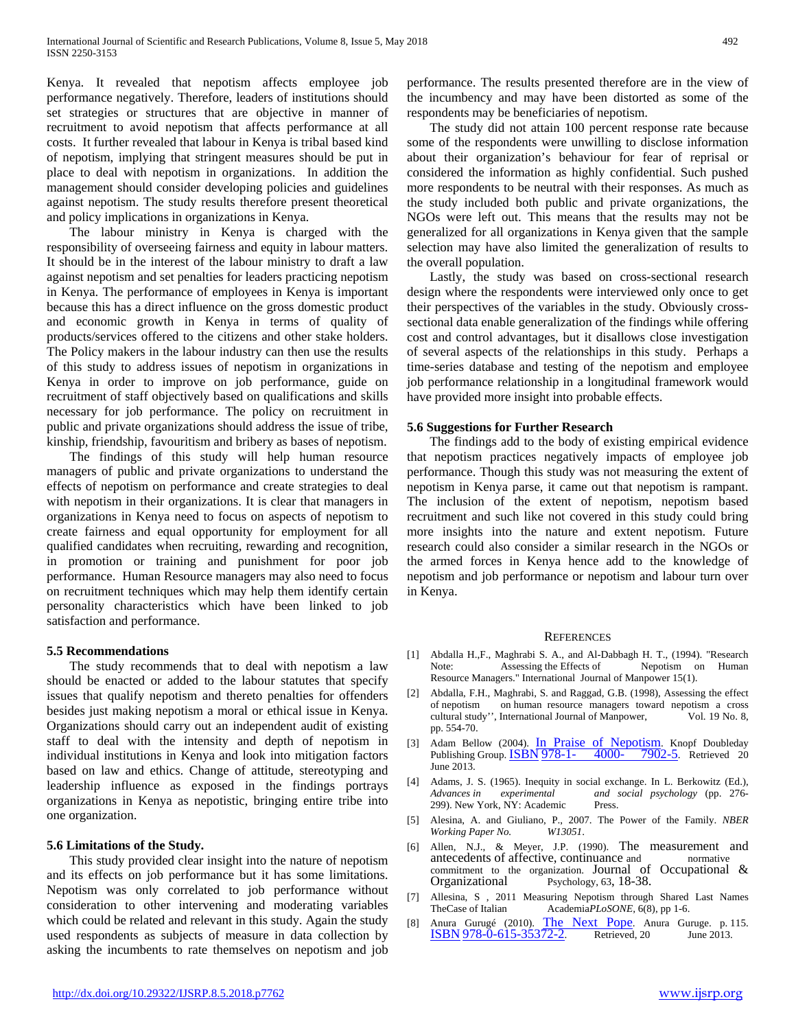Kenya. It revealed that nepotism affects employee job performance negatively. Therefore, leaders of institutions should set strategies or structures that are objective in manner of recruitment to avoid nepotism that affects performance at all costs. It further revealed that labour in Kenya is tribal based kind of nepotism, implying that stringent measures should be put in place to deal with nepotism in organizations. In addition the management should consider developing policies and guidelines against nepotism. The study results therefore present theoretical and policy implications in organizations in Kenya.

The labour ministry in Kenya is charged with the responsibility of overseeing fairness and equity in labour matters. It should be in the interest of the labour ministry to draft a law against nepotism and set penalties for leaders practicing nepotism in Kenya. The performance of employees in Kenya is important because this has a direct influence on the gross domestic product and economic growth in Kenya in terms of quality of products/services offered to the citizens and other stake holders. The Policy makers in the labour industry can then use the results of this study to address issues of nepotism in organizations in Kenya in order to improve on job performance, guide on recruitment of staff objectively based on qualifications and skills necessary for job performance. The policy on recruitment in public and private organizations should address the issue of tribe, kinship, friendship, favouritism and bribery as bases of nepotism.

The findings of this study will help human resource managers of public and private organizations to understand the effects of nepotism on performance and create strategies to deal with nepotism in their organizations. It is clear that managers in organizations in Kenya need to focus on aspects of nepotism to create fairness and equal opportunity for employment for all qualified candidates when recruiting, rewarding and recognition, in promotion or training and punishment for poor job performance. Human Resource managers may also need to focus on recruitment techniques which may help them identify certain personality characteristics which have been linked to job satisfaction and performance.

### 5.5 Recommendations

The study recommends that to deal with nepotism a law should be enacted or added to the labour statutes that specify issues that qualify nepotism and thereto penalties for offenders besides just making nepotism a moral or ethical issue in Kenya. Organizations should carry out an independent audit of existing staff to deal with the intensity and depth of nepotism in individual institutions in Kenya and look into mitigation factors based on law and ethics. Change of attitude, stereotyping and leadership influence as exposed in the findings portrays organizations in Kenya as nepotistic, bringing entire tribe into one organization.

### 5.6 Limitations of the Study.

This study provided clear insight into the nature of nepotism and its effects on job performance but it has some limitations. Nepotism was only correlated to job performance without consideration to other intervening and moderating variables which could be related and relevant in this study. Again the study used respondents as subjects of measure in data collection by asking the incumbents to rate themselves on nepotism and job performance. The results presented therefore are in the view of the incumbency and may have been distorted as some of the respondents may be beneficiaries of nepotism.

The study did not attain 100 percent response rate because some of the respondents were unwilling to disclose information about their organization's behaviour for fear of reprisal or considered the information as highly confidential. Such pushed more respondents to be neutral with their responses. As much as the study included both public and private organizations, the NGOs were left out. This means that the results may not be generalized for all organizations in Kenya given that the sample selection may have also limited the generalization of results to the overall population.

Lastly, the study was based on cross-sectional research design where the respondents were interviewed only once to get their perspectives of the variables in the study. Obviously cross-sectional data enable generalization of the findings while offering cost and control advantages, but it disallows close investigation of several aspects of the relationships in this study. Perhaps a time-series database and testing of the nepotism and employee job performance relationship in a longitudinal framework would have provided more insight into probable effects.

### 5.6 Suggestions for Further Research

The findings add to the body of existing empirical evidence that nepotism practices negatively impacts of employee job performance. Though this study was not measuring the extent of nepotism in Kenya parse, it came out that nepotism is rampant. The inclusion of the extent of nepotism, nepotism based recruitment and such like not covered in this study could bring more insights into the nature and extent nepotism. Future research could also consider a similar research in the NGOs or the armed forces in Kenya hence add to the knowledge of nepotism and job performance or nepotism and labour turn over in Kenya.

## References

[1] Abdalla H.,F., Maghrabi S. A., and Al-Dabbagh H. T., (1994). "Research Note: Assessing the Effects of Nepotism on Human Resource Managers." International Journal of Manpower 15(1).

[2] Abdalla, F.H., Maghrabi, S. and Raggad, G.B. (1998), Assessing the effect of nepotism on human resource managers toward nepotism a cross cultural study'', International Journal of Manpower, Vol. 19 No. 8, pp. 554-70.

[3] Adam Bellow (2004). In Praise of Nepotism. Knopf Doubleday Publishing Group. ISBN 978-1- 4000- 7902-5. Retrieved 20 June 2013.

[4] Adams, J. S. (1965). Inequity in social exchange. In L. Berkowitz (Ed.), *Advances in experimental and social psychology* (pp. 276-299). New York, NY: Academic Press.

[5] Alesina, A. and Giuliano, P., 2007. The Power of the Family. *NBER Working Paper No. W13051*.

[6] Allen, N.J., & Meyer, J.P. (1990). The measurement and antecedents of affective, continuance and normative commitment to the organization. Journal of Occupational & Organizational Psychology, 63, 18-38.

[7] Allesina, S , 2011 Measuring Nepotism through Shared Last Names TheCase of Italian Academia*PLoSONE*, 6(8), pp 1-6.

[8] Anura Gurugé (2010). The Next Pope. Anura Guruge. p. 115. ISBN 978-0-615-35372-2. Retrieved, 20 June 2013.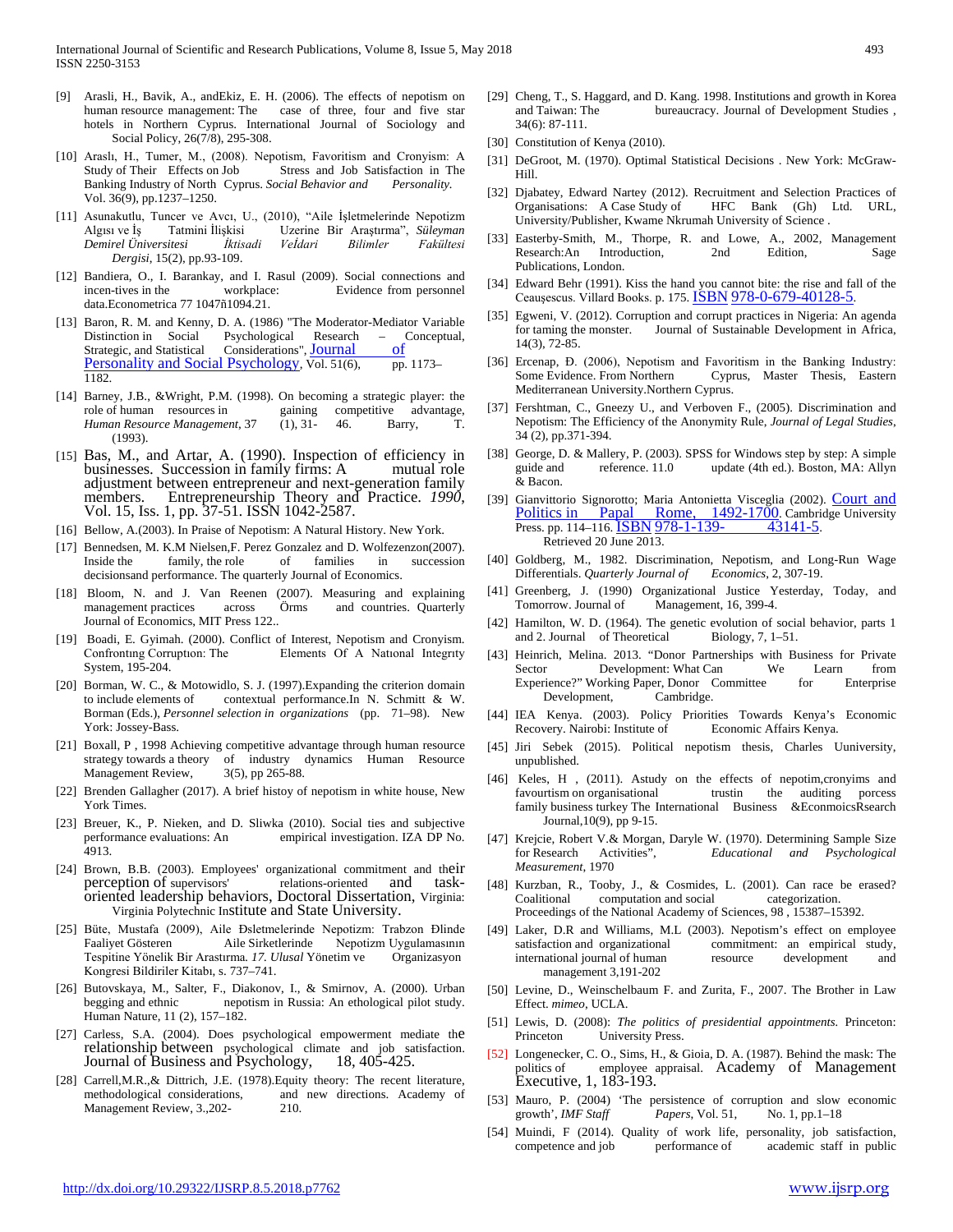[9] Arasli, H., Bavik, A., andEkiz, E. H. (2006). The effects of nepotism on human resource management: The case of three, four and five star hotels in Northern Cyprus. International Journal of Sociology and Social Policy, 26(7/8), 295-308.

[10] Araslı, H., Tumer, M., (2008). Nepotism, Favoritism and Cronyism: A Study of Their Effects on Job Stress and Job Satisfaction in The Banking Industry of North Cyprus. *Social Behavior and Personality.* Vol. 36(9), pp.1237–1250.

[11] Asunakutlu, Tuncer ve Avcı, U., (2010), "Aile İşletmelerinde Nepotizm Algısı ve İş Tatmini İlişkisi Uzerine Bir Araştırma", *Süleyman Demirel Üniversitesi İktisadi VeİdarI Bilimler Fakültesi Dergisi*, 15(2), pp.93-109.

[12] Bandiera, O., I. Barankay, and I. Rasul (2009). Social connections and incen-tives in the workplace: Evidence from personnel data.Econometrica 77 1047ñ1094.21.

[13] Baron, R. M. and Kenny, D. A. (1986) "The Moderator-Mediator Variable Distinction in Social Psychological Research – Conceptual, Strategic, and Statistical Considerations", Journal of Personality and Social Psychology, Vol. 51(6), pp. 1173–1182.

[14] Barney, J.B., &Wright, P.M. (1998). On becoming a strategic player: the role of human resources in gaining competitive advantage, *Human Resource Management*, 37 (1), 31- 46. Barry, T. (1993).

[15] Bas, M., and Artar, A. (1990). Inspection of efficiency in businesses. Succession in family firms: A mutual role adjustment between entrepreneur and next-generation family members. Entrepreneurship Theory and Practice. *1990*, Vol. 15, Iss. 1, pp. 37-51. ISSN 1042-2587.

[16] Bellow, A.(2003). In Praise of Nepotism: A Natural History. New York.

[17] Bennedsen, M. K.M Nielsen,F. Perez Gonzalez and D. Wolfezenzon(2007). Inside the family, the role of families in succession decisionsand performance. The quarterly Journal of Economics.

[18] Bloom, N. and J. Van Reenen (2007). Measuring and explaining management practices across Örms and countries. Quarterly Journal of Economics, MIT Press 122..

[19] Boadi, E. Gyimah. (2000). Conflict of Interest, Nepotism and Cronyism. Confrontıng Corruptıon: The Elements Of A Natıonal Integrıty System, 195-204.

[20] Borman, W. C., & Motowidlo, S. J. (1997).Expanding the criterion domain to include elements of contextual performance.In N. Schmitt & W. Borman (Eds.), *Personnel selection in organizations* (pp. 71–98). New York: Jossey-Bass.

[21] Boxall, P , 1998 Achieving competitive advantage through human resource strategy towards a theory of industry dynamics Human Resource Management Review, 3(5), pp 265-88.

[22] Brenden Gallagher (2017). A brief histoy of nepotism in white house, New York Times.

[23] Breuer, K., P. Nieken, and D. Sliwka (2010). Social ties and subjective performance evaluations: An empirical investigation. IZA DP No. 4913.

[24] Brown, B.B. (2003). Employees' organizational commitment and their perception of supervisors' relations-oriented and task-oriented leadership behaviors, Doctoral Dissertation, Virginia: Virginia Polytechnic Institute and State University.

[25] Büte, Mustafa (2009), Aile Đsletmelerinde Nepotizm: Trabzon Đlinde Faaliyet Gösteren Aile Sirketlerinde Nepotizm Uygulamasının Tespitine Yönelik Bir Arastırma. *17. Ulusal* Yönetim ve Organizasyon Kongresi Bildiriler Kitabı, s. 737–741.

[26] Butovskaya, M., Salter, F., Diakonov, I., & Smirnov, A. (2000). Urban begging and ethnic nepotism in Russia: An ethological pilot study. Human Nature, 11 (2), 157–182.

[27] Carless, S.A. (2004). Does psychological empowerment mediate the relationship between psychological climate and job satisfaction. Journal of Business and Psychology, 18, 405-425.

[28] Carrell,M.R.,& Dittrich, J.E. (1978).Equity theory: The recent literature, methodological considerations, and new directions. Academy of Management Review, 3.,202- 210.

[29] Cheng, T., S. Haggard, and D. Kang. 1998. Institutions and growth in Korea and Taiwan: The bureaucracy. Journal of Development Studies , 34(6): 87-111.

[30] Constitution of Kenya (2010).

[31] DeGroot, M. (1970). Optimal Statistical Decisions . New York: McGraw-Hill.

[32] Djabatey, Edward Nartey (2012). Recruitment and Selection Practices of Organisations: A Case Study of HFC Bank (Gh) Ltd. URL, University/Publisher, Kwame Nkrumah University of Science .

[33] Easterby-Smith, M., Thorpe, R. and Lowe, A., 2002, Management Research:An Introduction, 2nd Edition, Sage Publications, London.

[34] Edward Behr (1991). Kiss the hand you cannot bite: the rise and fall of the Ceauşescus. Villard Books. p. 175. ISBN 978-0-679-40128-5.

[35] Egweni, V. (2012). Corruption and corrupt practices in Nigeria: An agenda for taming the monster. Journal of Sustainable Development in Africa, 14(3), 72-85.

[36] Ercenap, Đ. (2006), Nepotism and Favoritism in the Banking Industry: Some Evidence. From Northern Cyprus, Master Thesis, Eastern Mediterranean University.Northern Cyprus.

[37] Fershtman, C., Gneezy U., and Verboven F., (2005). Discrimination and Nepotism: The Efficiency of the Anonymity Rule, *Journal of Legal Studies*, 34 (2), pp.371-394.

[38] George, D. & Mallery, P. (2003). SPSS for Windows step by step: A simple guide and reference. 11.0 update (4th ed.). Boston, MA: Allyn & Bacon.

[39] Gianvittorio Signorotto; Maria Antonietta Visceglia (2002). Court and Politics in Papal Rome, 1492-1700. Cambridge University Press. pp. 114–116. ISBN 978-1-139- 43141-5. Retrieved 20 June 2013.

[40] Goldberg, M., 1982. Discrimination, Nepotism, and Long-Run Wage Differentials. *Quarterly Journal of Economics*, 2, 307-19.

[41] Greenberg, J. (1990) Organizational Justice Yesterday, Today, and Tomorrow. Journal of Management, 16, 399-4.

[42] Hamilton, W. D. (1964). The genetic evolution of social behavior, parts 1 and 2. Journal of Theoretical Biology, 7, 1–51.

[43] Heinrich, Melina. 2013. "Donor Partnerships with Business for Private Sector Development: What Can We Learn from Experience?" Working Paper, Donor Committee for Enterprise Development, Cambridge.

[44] IEA Kenya. (2003). Policy Priorities Towards Kenya's Economic Recovery. Nairobi: Institute of Economic Affairs Kenya.

[45] Jiri Sebek (2015). Political nepotism thesis, Charles Uuniversity, unpublished.

[46] Keles, H , (2011). Astudy on the effects of nepotim,cronyims and favourtism on organisational trustin the auditing porcess family business turkey The International Business &EconmoicsRsearch Journal,10(9), pp 9-15.

[47] Krejcie, Robert V.& Morgan, Daryle W. (1970). Determining Sample Size for Research Activities", *Educational and Psychological Measurement*, 1970

[48] Kurzban, R., Tooby, J., & Cosmides, L. (2001). Can race be erased? Coalitional computation and social categorization. Proceedings of the National Academy of Sciences, 98 , 15387–15392.

[49] Laker, D.R and Williams, M.L (2003). Nepotism's effect on employee satisfaction and organizational commitment: an empirical study, international journal of human resource development and management 3,191-202

[50] Levine, D., Weinschelbaum F. and Zurita, F., 2007. The Brother in Law Effect. *mimeo*, UCLA.

[51] Lewis, D. (2008): *The politics of presidential appointments.* Princeton: Princeton University Press.

[52] Longenecker, C. O., Sims, H., & Gioia, D. A. (1987). Behind the mask: The politics of employee appraisal. Academy of Management Executive, 1, 183-193.

[53] Mauro, P. (2004) 'The persistence of corruption and slow economic growth', *IMF Staff Papers*, Vol. 51, No. 1, pp.1–18

[54] Muindi, F (2014). Quality of work life, personality, job satisfaction, competence and job performance of academic staff in public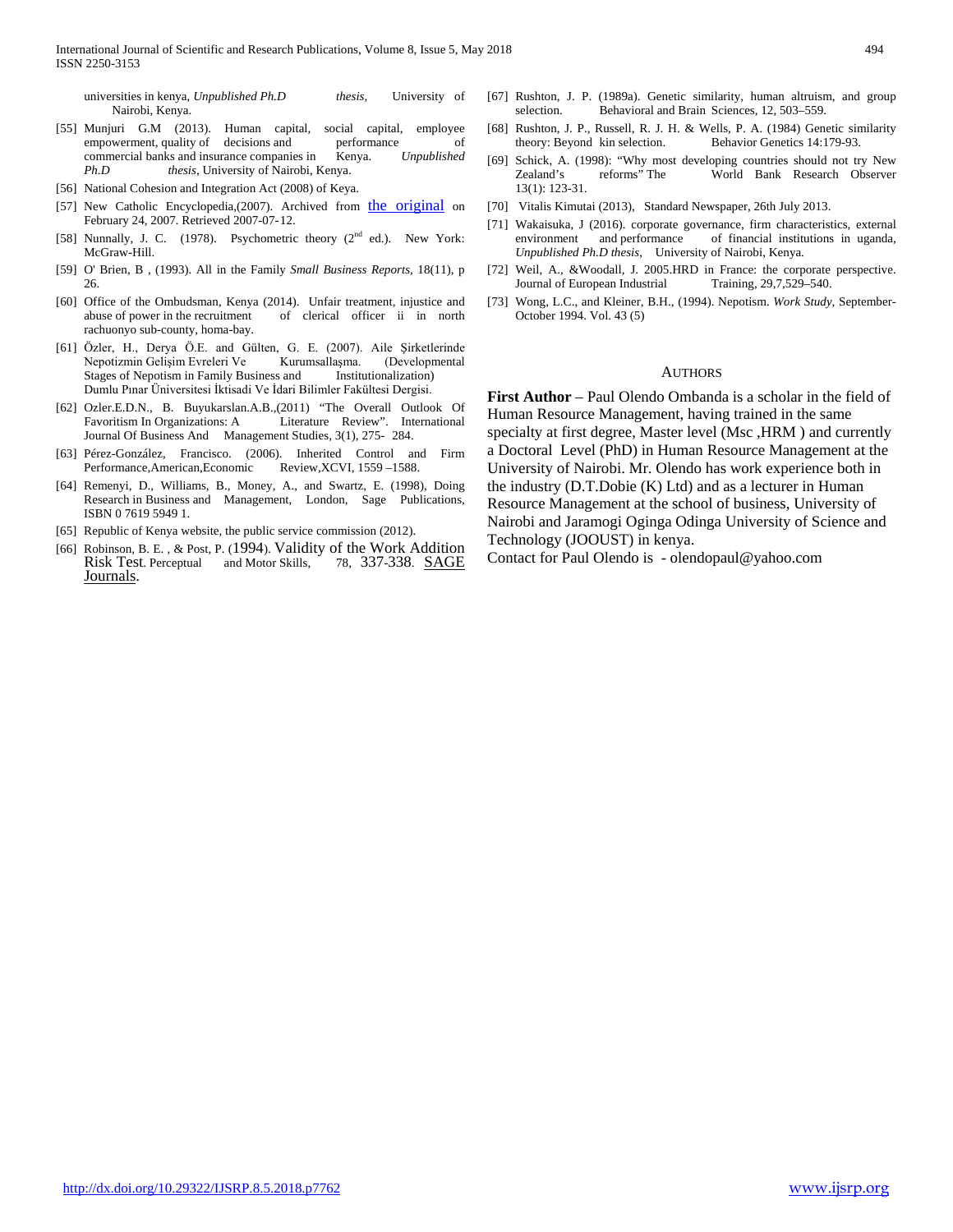universities in kenya, *Unpublished Ph.D thesis*, University of Nairobi, Kenya.

[55] Munjuri G.M (2013). Human capital, social capital, employee empowerment, quality of decisions and performance of commercial banks and insurance companies in Kenya. *Unpublished Ph.D thesis*, University of Nairobi, Kenya.

[56] National Cohesion and Integration Act (2008) of Keya.

[57] New Catholic Encyclopedia,(2007). Archived from the original on February 24, 2007. Retrieved 2007-07-12.

[58] Nunnally, J. C. (1978). Psychometric theory (2nd ed.). New York: McGraw-Hill.

[59] O' Brien, B , (1993). All in the Family *Small Business Reports*, 18(11), p 26.

[60] Office of the Ombudsman, Kenya (2014). Unfair treatment, injustice and abuse of power in the recruitment of clerical officer ii in north rachuonyo sub-county, homa-bay.

[61] Özler, H., Derya Ö.E. and Gülten, G. E. (2007). Aile Şirketlerinde Nepotizmin Gelişim Evreleri Ve Kurumsallaşma. (Developmental Stages of Nepotism in Family Business and Institutionalization) Dumlu Pınar Üniversitesi İktisadi Ve İdari Bilimler Fakültesi Dergisi.

[62] Ozler.E.D.N., B. Buyukarslan.A.B.,(2011) "The Overall Outlook Of Favoritism In Organizations: A Literature Review". International Journal Of Business And Management Studies, 3(1), 275- 284.

[63] Pérez-González, Francisco. (2006). Inherited Control and Firm Performance,American,Economic Review,XCVI, 1559 –1588.

[64] Remenyi, D., Williams, B., Money, A., and Swartz, E. (1998), Doing Research in Business and Management, London, Sage Publications, ISBN 0 7619 5949 1.

[65] Republic of Kenya website, the public service commission (2012).

[66] Robinson, B. E. , & Post, P. (1994). Validity of the Work Addition Risk Test. Perceptual and Motor Skills, 78, 337-338. SAGE Journals.

[67] Rushton, J. P. (1989a). Genetic similarity, human altruism, and group selection. Behavioral and Brain Sciences, 12, 503–559.

[68] Rushton, J. P., Russell, R. J. H. & Wells, P. A. (1984) Genetic similarity theory: Beyond kin selection. Behavior Genetics 14:179-93.

[69] Schick, A. (1998): "Why most developing countries should not try New Zealand's reforms" The World Bank Research Observer 13(1): 123-31.

[70] Vitalis Kimutai (2013), Standard Newspaper, 26th July 2013.

[71] Wakaisuka, J (2016). corporate governance, firm characteristics, external environment and performance of financial institutions in uganda, *Unpublished Ph.D thesis*, University of Nairobi, Kenya.

[72] Weil, A., &Woodall, J. 2005.HRD in France: the corporate perspective. Journal of European Industrial Training, 29,7,529–540.

[73] Wong, L.C., and Kleiner, B.H., (1994). Nepotism. *Work Study*, September-October 1994. Vol. 43 (5)

## AUTHORS

**First Author** – Paul Olendo Ombanda is a scholar in the field of Human Resource Management, having trained in the same specialty at first degree, Master level (Msc ,HRM ) and currently a Doctoral Level (PhD) in Human Resource Management at the University of Nairobi. Mr. Olendo has work experience both in the industry (D.T.Dobie (K) Ltd) and as a lecturer in Human Resource Management at the school of business, University of Nairobi and Jaramogi Oginga Odinga University of Science and Technology (JOOUST) in kenya.

Contact for Paul Olendo is - olendopaul@yahoo.com